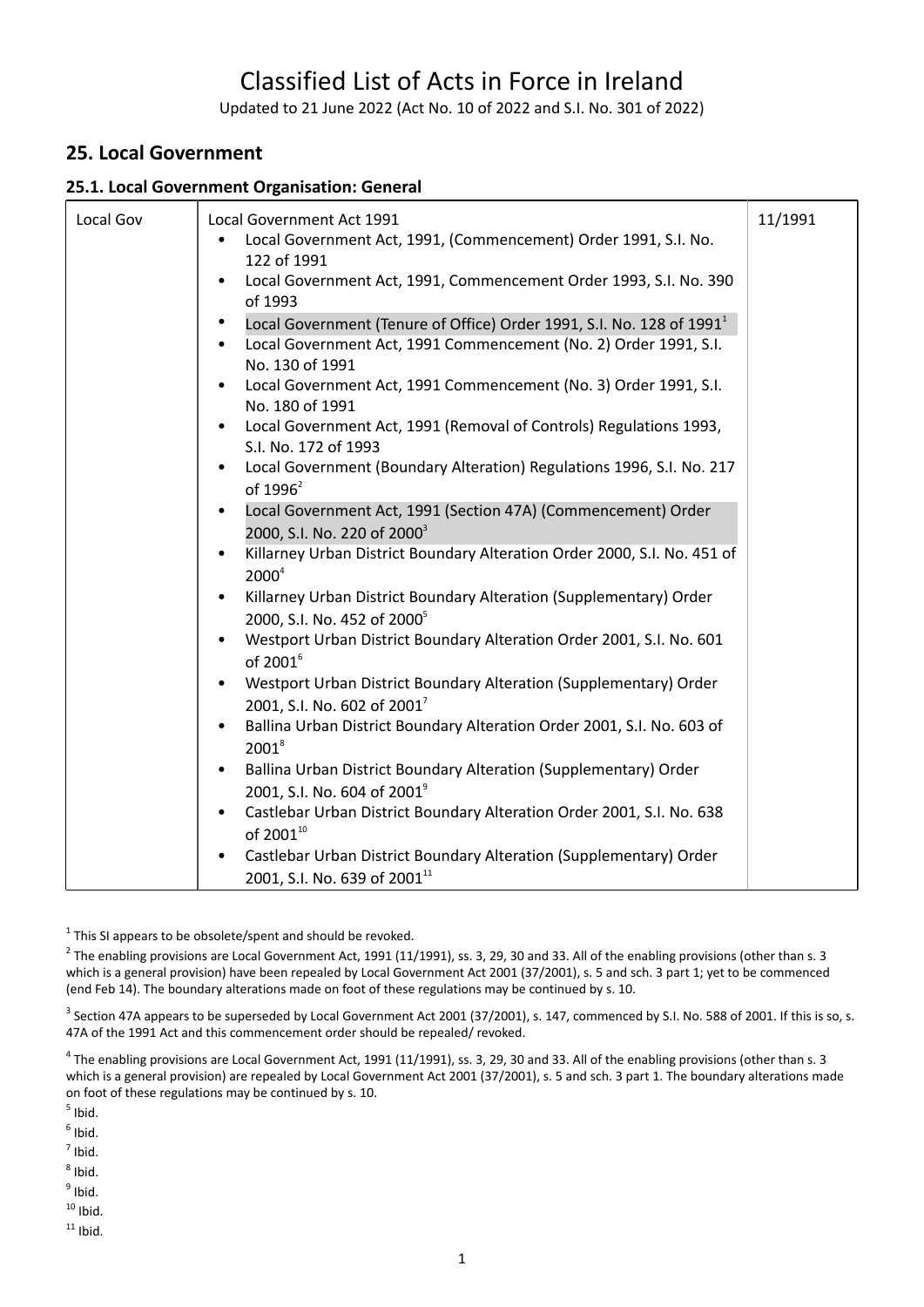# Classified List of Acts in Force in Ireland

Updated to 21 June 2022 (Act No. 10 of 2022 and S.I. No. 301 of 2022)

## 25. Local Government

### 25.1. Local Government Organisation: General

| Local Gov | Local Government Act 1991<br>• Local Government Act, 1991, (Commencement) Order 1991, S.I. No. 122 of 1991<br>• Local Government Act, 1991, Commencement Order 1993, S.I. No. 390 of 1993<br>• Local Government (Tenure of Office) Order 1991, S.I. No. 128 of 1991[1]<br>• Local Government Act, 1991 Commencement (No. 2) Order 1991, S.I. No. 130 of 1991<br>• Local Government Act, 1991 Commencement (No. 3) Order 1991, S.I. No. 180 of 1991<br>• Local Government Act, 1991 (Removal of Controls) Regulations 1993, S.I. No. 172 of 1993<br>• Local Government (Boundary Alteration) Regulations 1996, S.I. No. 217 of 1996[2]<br>• Local Government Act, 1991 (Section 47A) (Commencement) Order 2000, S.I. No. 220 of 2000[3]<br>• Killarney Urban District Boundary Alteration Order 2000, S.I. No. 451 of 2000[4]<br>• Killarney Urban District Boundary Alteration (Supplementary) Order 2000, S.I. No. 452 of 2000[5]<br>• Westport Urban District Boundary Alteration Order 2001, S.I. No. 601 of 2001[6]<br>• Westport Urban District Boundary Alteration (Supplementary) Order 2001, S.I. No. 602 of 2001[7]<br>• Ballina Urban District Boundary Alteration Order 2001, S.I. No. 603 of 2001[8]<br>• Ballina Urban District Boundary Alteration (Supplementary) Order 2001, S.I. No. 604 of 2001[9]<br>• Castlebar Urban District Boundary Alteration Order 2001, S.I. No. 638 of 2001[10]<br>• Castlebar Urban District Boundary Alteration (Supplementary) Order 2001, S.I. No. 639 of 2001[11] | 11/1991 |
|---|---|---|

[1] This SI appears to be obsolete/spent and should be revoked.

[2] The enabling provisions are Local Government Act, 1991 (11/1991), ss. 3, 29, 30 and 33. All of the enabling provisions (other than s. 3 which is a general provision) have been repealed by Local Government Act 2001 (37/2001), s. 5 and sch. 3 part 1; yet to be commenced (end Feb 14). The boundary alterations made on foot of these regulations may be continued by s. 10.

[3] Section 47A appears to be superseded by Local Government Act 2001 (37/2001), s. 147, commenced by S.I. No. 588 of 2001. If this is so, s. 47A of the 1991 Act and this commencement order should be repealed/ revoked.

[4] The enabling provisions are Local Government Act, 1991 (11/1991), ss. 3, 29, 30 and 33. All of the enabling provisions (other than s. 3 which is a general provision) are repealed by Local Government Act 2001 (37/2001), s. 5 and sch. 3 part 1. The boundary alterations made on foot of these regulations may be continued by s. 10.

[5] Ibid.

[6] Ibid.

[7] Ibid.

[8] Ibid.

[9] Ibid.

[10] Ibid.

[11] Ibid.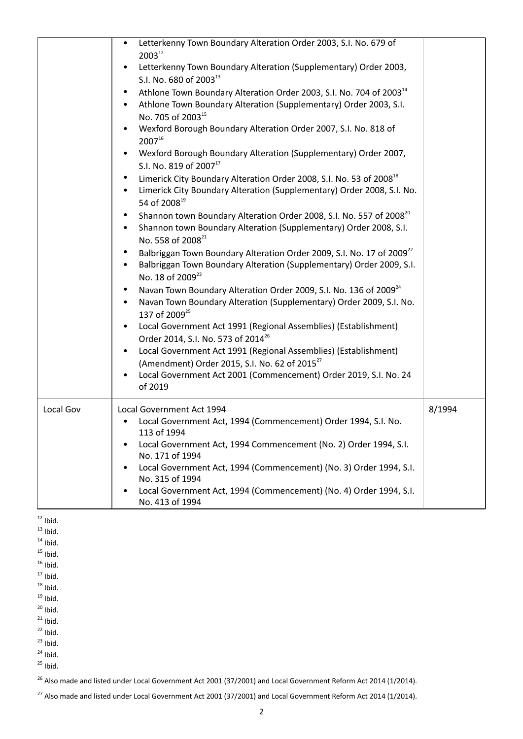| | | |
|---|---|---|
| | • Letterkenny Town Boundary Alteration Order 2003, S.I. No. 679 of 2003[12]<br>• Letterkenny Town Boundary Alteration (Supplementary) Order 2003, S.I. No. 680 of 2003[13]<br>• Athlone Town Boundary Alteration Order 2003, S.I. No. 704 of 2003[14]<br>• Athlone Town Boundary Alteration (Supplementary) Order 2003, S.I. No. 705 of 2003[15]<br>• Wexford Borough Boundary Alteration Order 2007, S.I. No. 818 of 2007[16]<br>• Wexford Borough Boundary Alteration (Supplementary) Order 2007, S.I. No. 819 of 2007[17]<br>• Limerick City Boundary Alteration Order 2008, S.I. No. 53 of 2008[18]<br>• Limerick City Boundary Alteration (Supplementary) Order 2008, S.I. No. 54 of 2008[19]<br>• Shannon town Boundary Alteration Order 2008, S.I. No. 557 of 2008[20]<br>• Shannon town Boundary Alteration (Supplementary) Order 2008, S.I. No. 558 of 2008[21]<br>• Balbriggan Town Boundary Alteration Order 2009, S.I. No. 17 of 2009[22]<br>• Balbriggan Town Boundary Alteration (Supplementary) Order 2009, S.I. No. 18 of 2009[23]<br>• Navan Town Boundary Alteration Order 2009, S.I. No. 136 of 2009[24]<br>• Navan Town Boundary Alteration (Supplementary) Order 2009, S.I. No. 137 of 2009[25]<br>• Local Government Act 1991 (Regional Assemblies) (Establishment) Order 2014, S.I. No. 573 of 2014[26]<br>• Local Government Act 1991 (Regional Assemblies) (Establishment) (Amendment) Order 2015, S.I. No. 62 of 2015[27]<br>• Local Government Act 2001 (Commencement) Order 2019, S.I. No. 24 of 2019 | |
| Local Gov | Local Government Act 1994<br>• Local Government Act, 1994 (Commencement) Order 1994, S.I. No. 113 of 1994<br>• Local Government Act, 1994 Commencement (No. 2) Order 1994, S.I. No. 171 of 1994<br>• Local Government Act, 1994 (Commencement) (No. 3) Order 1994, S.I. No. 315 of 1994<br>• Local Government Act, 1994 (Commencement) (No. 4) Order 1994, S.I. No. 413 of 1994 | 8/1994 |

[12] Ibid.
[13] Ibid.
[14] Ibid.
[15] Ibid.
[16] Ibid.
[17] Ibid.
[18] Ibid.
[19] Ibid.
[20] Ibid.
[21] Ibid.
[22] Ibid.
[23] Ibid.
[24] Ibid.
[25] Ibid.

[26] Also made and listed under Local Government Act 2001 (37/2001) and Local Government Reform Act 2014 (1/2014).

[27] Also made and listed under Local Government Act 2001 (37/2001) and Local Government Reform Act 2014 (1/2014).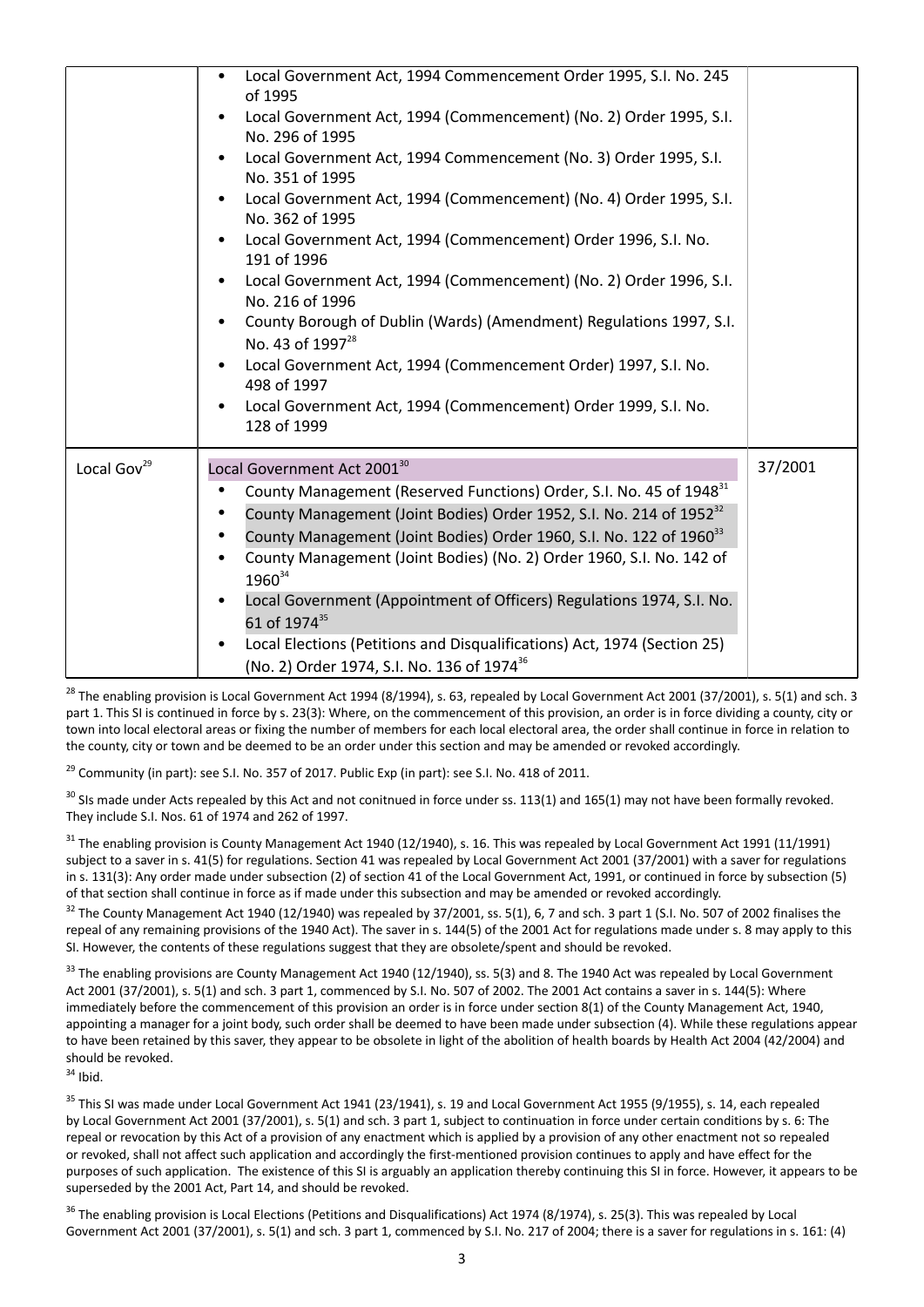| | | |
|---|---|---|
| | • Local Government Act, 1994 Commencement Order 1995, S.I. No. 245 of 1995<br>• Local Government Act, 1994 (Commencement) (No. 2) Order 1995, S.I. No. 296 of 1995<br>• Local Government Act, 1994 Commencement (No. 3) Order 1995, S.I. No. 351 of 1995<br>• Local Government Act, 1994 (Commencement) (No. 4) Order 1995, S.I. No. 362 of 1995<br>• Local Government Act, 1994 (Commencement) Order 1996, S.I. No. 191 of 1996<br>• Local Government Act, 1994 (Commencement) (No. 2) Order 1996, S.I. No. 216 of 1996<br>• County Borough of Dublin (Wards) (Amendment) Regulations 1997, S.I. No. 43 of 1997[28]<br>• Local Government Act, 1994 (Commencement Order) 1997, S.I. No. 498 of 1997<br>• Local Government Act, 1994 (Commencement) Order 1999, S.I. No. 128 of 1999 | |
| Local Gov[29] | Local Government Act 2001[30]<br>• County Management (Reserved Functions) Order, S.I. No. 45 of 1948[31]<br>• County Management (Joint Bodies) Order 1952, S.I. No. 214 of 1952[32]<br>• County Management (Joint Bodies) Order 1960, S.I. No. 122 of 1960[33]<br>• County Management (Joint Bodies) (No. 2) Order 1960, S.I. No. 142 of 1960[34]<br>• Local Government (Appointment of Officers) Regulations 1974, S.I. No. 61 of 1974[35]<br>• Local Elections (Petitions and Disqualifications) Act, 1974 (Section 25) (No. 2) Order 1974, S.I. No. 136 of 1974[36] | 37/2001 |

[28] The enabling provision is Local Government Act 1994 (8/1994), s. 63, repealed by Local Government Act 2001 (37/2001), s. 5(1) and sch. 3 part 1. This SI is continued in force by s. 23(3): Where, on the commencement of this provision, an order is in force dividing a county, city or town into local electoral areas or fixing the number of members for each local electoral area, the order shall continue in force in relation to the county, city or town and be deemed to be an order under this section and may be amended or revoked accordingly.

[29] Community (in part): see S.I. No. 357 of 2017. Public Exp (in part): see S.I. No. 418 of 2011.

[30] SIs made under Acts repealed by this Act and not conitnued in force under ss. 113(1) and 165(1) may not have been formally revoked. They include S.I. Nos. 61 of 1974 and 262 of 1997.

[31] The enabling provision is County Management Act 1940 (12/1940), s. 16. This was repealed by Local Government Act 1991 (11/1991) subject to a saver in s. 41(5) for regulations. Section 41 was repealed by Local Government Act 2001 (37/2001) with a saver for regulations in s. 131(3): Any order made under subsection (2) of section 41 of the Local Government Act, 1991, or continued in force by subsection (5) of that section shall continue in force as if made under this subsection and may be amended or revoked accordingly.

[32] The County Management Act 1940 (12/1940) was repealed by 37/2001, ss. 5(1), 6, 7 and sch. 3 part 1 (S.I. No. 507 of 2002 finalises the repeal of any remaining provisions of the 1940 Act). The saver in s. 144(5) of the 2001 Act for regulations made under s. 8 may apply to this SI. However, the contents of these regulations suggest that they are obsolete/spent and should be revoked.

[33] The enabling provisions are County Management Act 1940 (12/1940), ss. 5(3) and 8. The 1940 Act was repealed by Local Government Act 2001 (37/2001), s. 5(1) and sch. 3 part 1, commenced by S.I. No. 507 of 2002. The 2001 Act contains a saver in s. 144(5): Where immediately before the commencement of this provision an order is in force under section 8(1) of the County Management Act, 1940, appointing a manager for a joint body, such order shall be deemed to have been made under subsection (4). While these regulations appear to have been retained by this saver, they appear to be obsolete in light of the abolition of health boards by Health Act 2004 (42/2004) and should be revoked.

[34] Ibid.

[35] This SI was made under Local Government Act 1941 (23/1941), s. 19 and Local Government Act 1955 (9/1955), s. 14, each repealed by Local Government Act 2001 (37/2001), s. 5(1) and sch. 3 part 1, subject to continuation in force under certain conditions by s. 6: The repeal or revocation by this Act of a provision of any enactment which is applied by a provision of any other enactment not so repealed or revoked, shall not affect such application and accordingly the first-mentioned provision continues to apply and have effect for the purposes of such application. The existence of this SI is arguably an application thereby continuing this SI in force. However, it appears to be superseded by the 2001 Act, Part 14, and should be revoked.

[36] The enabling provision is Local Elections (Petitions and Disqualifications) Act 1974 (8/1974), s. 25(3). This was repealed by Local Government Act 2001 (37/2001), s. 5(1) and sch. 3 part 1, commenced by S.I. No. 217 of 2004; there is a saver for regulations in s. 161: (4)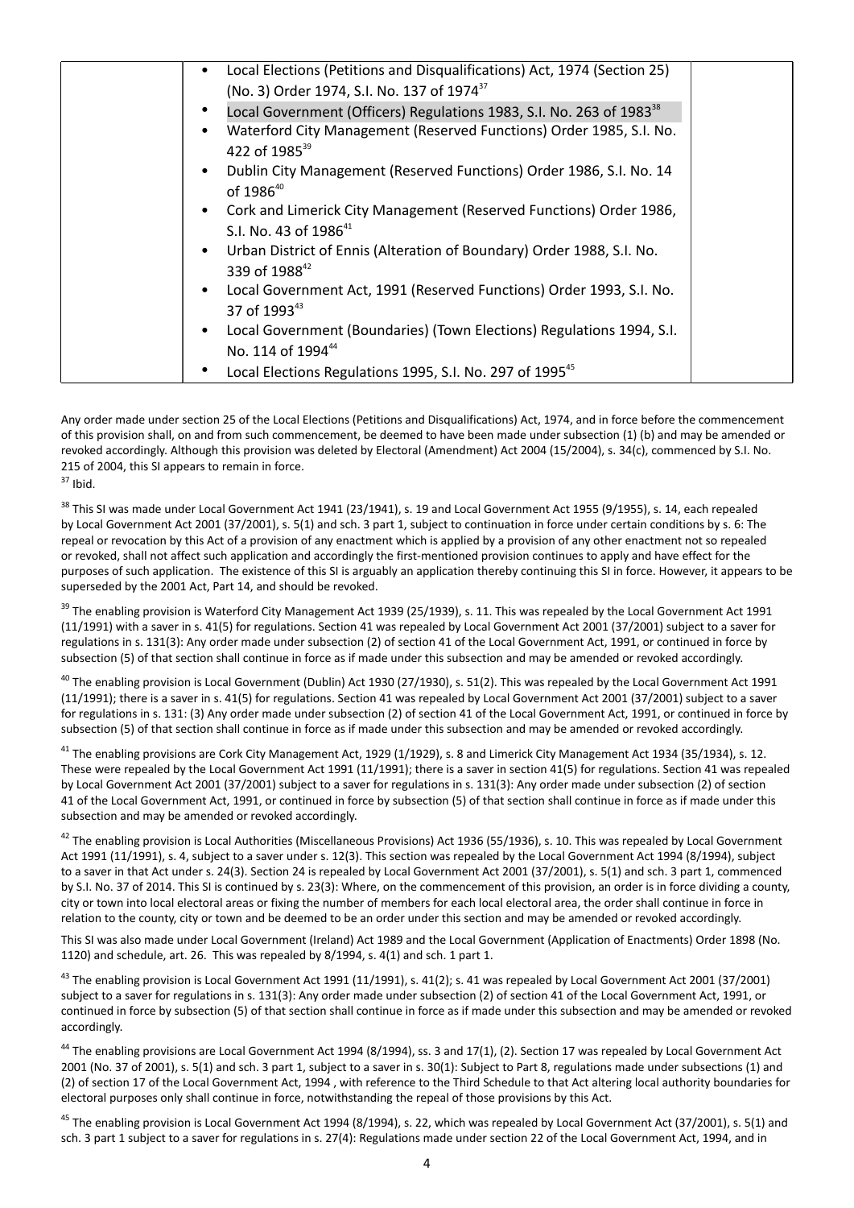| | | |
|---|---|---|
| | • Local Elections (Petitions and Disqualifications) Act, 1974 (Section 25) (No. 3) Order 1974, S.I. No. 137 of 1974[37]<br>• Local Government (Officers) Regulations 1983, S.I. No. 263 of 1983[38]<br>• Waterford City Management (Reserved Functions) Order 1985, S.I. No. 422 of 1985[39]<br>• Dublin City Management (Reserved Functions) Order 1986, S.I. No. 14 of 1986[40]<br>• Cork and Limerick City Management (Reserved Functions) Order 1986, S.I. No. 43 of 1986[41]<br>• Urban District of Ennis (Alteration of Boundary) Order 1988, S.I. No. 339 of 1988[42]<br>• Local Government Act, 1991 (Reserved Functions) Order 1993, S.I. No. 37 of 1993[43]<br>• Local Government (Boundaries) (Town Elections) Regulations 1994, S.I. No. 114 of 1994[44]<br>• Local Elections Regulations 1995, S.I. No. 297 of 1995[45] | |

Any order made under section 25 of the Local Elections (Petitions and Disqualifications) Act, 1974, and in force before the commencement of this provision shall, on and from such commencement, be deemed to have been made under subsection (1) (b) and may be amended or revoked accordingly. Although this provision was deleted by Electoral (Amendment) Act 2004 (15/2004), s. 34(c), commenced by S.I. No. 215 of 2004, this SI appears to remain in force.

[37] Ibid.

[38] This SI was made under Local Government Act 1941 (23/1941), s. 19 and Local Government Act 1955 (9/1955), s. 14, each repealed by Local Government Act 2001 (37/2001), s. 5(1) and sch. 3 part 1, subject to continuation in force under certain conditions by s. 6: The repeal or revocation by this Act of a provision of any enactment which is applied by a provision of any other enactment not so repealed or revoked, shall not affect such application and accordingly the first-mentioned provision continues to apply and have effect for the purposes of such application. The existence of this SI is arguably an application thereby continuing this SI in force. However, it appears to be superseded by the 2001 Act, Part 14, and should be revoked.

[39] The enabling provision is Waterford City Management Act 1939 (25/1939), s. 11. This was repealed by the Local Government Act 1991 (11/1991) with a saver in s. 41(5) for regulations. Section 41 was repealed by Local Government Act 2001 (37/2001) subject to a saver for regulations in s. 131(3): Any order made under subsection (2) of section 41 of the Local Government Act, 1991, or continued in force by subsection (5) of that section shall continue in force as if made under this subsection and may be amended or revoked accordingly.

[40] The enabling provision is Local Government (Dublin) Act 1930 (27/1930), s. 51(2). This was repealed by the Local Government Act 1991 (11/1991); there is a saver in s. 41(5) for regulations. Section 41 was repealed by Local Government Act 2001 (37/2001) subject to a saver for regulations in s. 131: (3) Any order made under subsection (2) of section 41 of the Local Government Act, 1991, or continued in force by subsection (5) of that section shall continue in force as if made under this subsection and may be amended or revoked accordingly.

[41] The enabling provisions are Cork City Management Act, 1929 (1/1929), s. 8 and Limerick City Management Act 1934 (35/1934), s. 12. These were repealed by the Local Government Act 1991 (11/1991); there is a saver in section 41(5) for regulations. Section 41 was repealed by Local Government Act 2001 (37/2001) subject to a saver for regulations in s. 131(3): Any order made under subsection (2) of section 41 of the Local Government Act, 1991, or continued in force by subsection (5) of that section shall continue in force as if made under this subsection and may be amended or revoked accordingly.

[42] The enabling provision is Local Authorities (Miscellaneous Provisions) Act 1936 (55/1936), s. 10. This was repealed by Local Government Act 1991 (11/1991), s. 4, subject to a saver under s. 12(3). This section was repealed by the Local Government Act 1994 (8/1994), subject to a saver in that Act under s. 24(3). Section 24 is repealed by Local Government Act 2001 (37/2001), s. 5(1) and sch. 3 part 1, commenced by S.I. No. 37 of 2014. This SI is continued by s. 23(3): Where, on the commencement of this provision, an order is in force dividing a county, city or town into local electoral areas or fixing the number of members for each local electoral area, the order shall continue in force in relation to the county, city or town and be deemed to be an order under this section and may be amended or revoked accordingly.

This SI was also made under Local Government (Ireland) Act 1989 and the Local Government (Application of Enactments) Order 1898 (No. 1120) and schedule, art. 26. This was repealed by 8/1994, s. 4(1) and sch. 1 part 1.

[43] The enabling provision is Local Government Act 1991 (11/1991), s. 41(2); s. 41 was repealed by Local Government Act 2001 (37/2001) subject to a saver for regulations in s. 131(3): Any order made under subsection (2) of section 41 of the Local Government Act, 1991, or continued in force by subsection (5) of that section shall continue in force as if made under this subsection and may be amended or revoked accordingly.

[44] The enabling provisions are Local Government Act 1994 (8/1994), ss. 3 and 17(1), (2). Section 17 was repealed by Local Government Act 2001 (No. 37 of 2001), s. 5(1) and sch. 3 part 1, subject to a saver in s. 30(1): Subject to Part 8, regulations made under subsections (1) and (2) of section 17 of the Local Government Act, 1994 , with reference to the Third Schedule to that Act altering local authority boundaries for electoral purposes only shall continue in force, notwithstanding the repeal of those provisions by this Act.

[45] The enabling provision is Local Government Act 1994 (8/1994), s. 22, which was repealed by Local Government Act (37/2001), s. 5(1) and sch. 3 part 1 subject to a saver for regulations in s. 27(4): Regulations made under section 22 of the Local Government Act, 1994, and in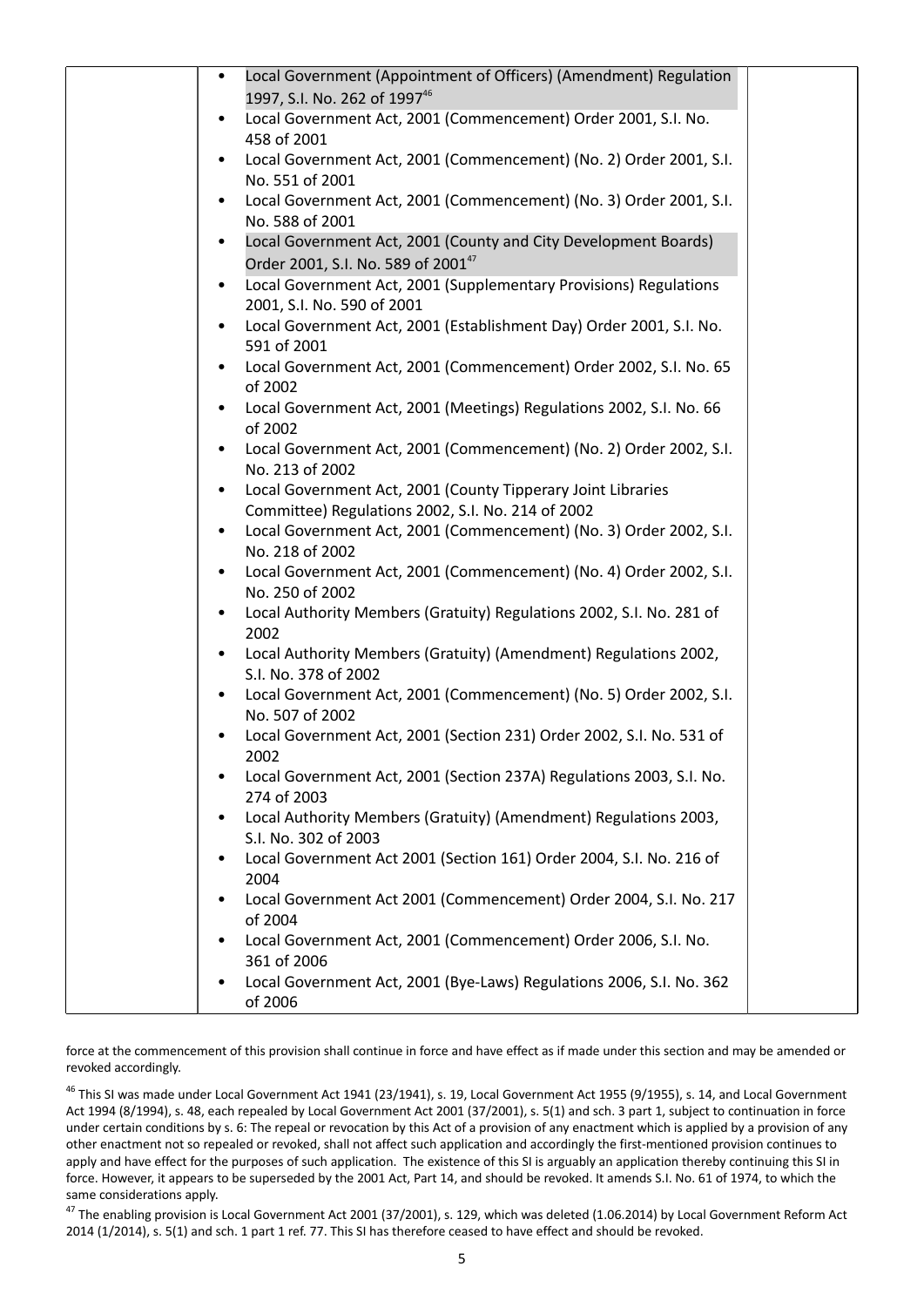| | | |
|---|---|---|
| | • Local Government (Appointment of Officers) (Amendment) Regulation 1997, S.I. No. 262 of 1997[46]<br>• Local Government Act, 2001 (Commencement) Order 2001, S.I. No. 458 of 2001<br>• Local Government Act, 2001 (Commencement) (No. 2) Order 2001, S.I. No. 551 of 2001<br>• Local Government Act, 2001 (Commencement) (No. 3) Order 2001, S.I. No. 588 of 2001<br>• Local Government Act, 2001 (County and City Development Boards) Order 2001, S.I. No. 589 of 2001[47]<br>• Local Government Act, 2001 (Supplementary Provisions) Regulations 2001, S.I. No. 590 of 2001<br>• Local Government Act, 2001 (Establishment Day) Order 2001, S.I. No. 591 of 2001<br>• Local Government Act, 2001 (Commencement) Order 2002, S.I. No. 65 of 2002<br>• Local Government Act, 2001 (Meetings) Regulations 2002, S.I. No. 66 of 2002<br>• Local Government Act, 2001 (Commencement) (No. 2) Order 2002, S.I. No. 213 of 2002<br>• Local Government Act, 2001 (County Tipperary Joint Libraries Committee) Regulations 2002, S.I. No. 214 of 2002<br>• Local Government Act, 2001 (Commencement) (No. 3) Order 2002, S.I. No. 218 of 2002<br>• Local Government Act, 2001 (Commencement) (No. 4) Order 2002, S.I. No. 250 of 2002<br>• Local Authority Members (Gratuity) Regulations 2002, S.I. No. 281 of 2002<br>• Local Authority Members (Gratuity) (Amendment) Regulations 2002, S.I. No. 378 of 2002<br>• Local Government Act, 2001 (Commencement) (No. 5) Order 2002, S.I. No. 507 of 2002<br>• Local Government Act, 2001 (Section 231) Order 2002, S.I. No. 531 of 2002<br>• Local Government Act, 2001 (Section 237A) Regulations 2003, S.I. No. 274 of 2003<br>• Local Authority Members (Gratuity) (Amendment) Regulations 2003, S.I. No. 302 of 2003<br>• Local Government Act 2001 (Section 161) Order 2004, S.I. No. 216 of 2004<br>• Local Government Act 2001 (Commencement) Order 2004, S.I. No. 217 of 2004<br>• Local Government Act, 2001 (Commencement) Order 2006, S.I. No. 361 of 2006<br>• Local Government Act, 2001 (Bye-Laws) Regulations 2006, S.I. No. 362 of 2006 | |

force at the commencement of this provision shall continue in force and have effect as if made under this section and may be amended or revoked accordingly.

[46] This SI was made under Local Government Act 1941 (23/1941), s. 19, Local Government Act 1955 (9/1955), s. 14, and Local Government Act 1994 (8/1994), s. 48, each repealed by Local Government Act 2001 (37/2001), s. 5(1) and sch. 3 part 1, subject to continuation in force under certain conditions by s. 6: The repeal or revocation by this Act of a provision of any enactment which is applied by a provision of any other enactment not so repealed or revoked, shall not affect such application and accordingly the first-mentioned provision continues to apply and have effect for the purposes of such application. The existence of this SI is arguably an application thereby continuing this SI in force. However, it appears to be superseded by the 2001 Act, Part 14, and should be revoked. It amends S.I. No. 61 of 1974, to which the same considerations apply.

[47] The enabling provision is Local Government Act 2001 (37/2001), s. 129, which was deleted (1.06.2014) by Local Government Reform Act 2014 (1/2014), s. 5(1) and sch. 1 part 1 ref. 77. This SI has therefore ceased to have effect and should be revoked.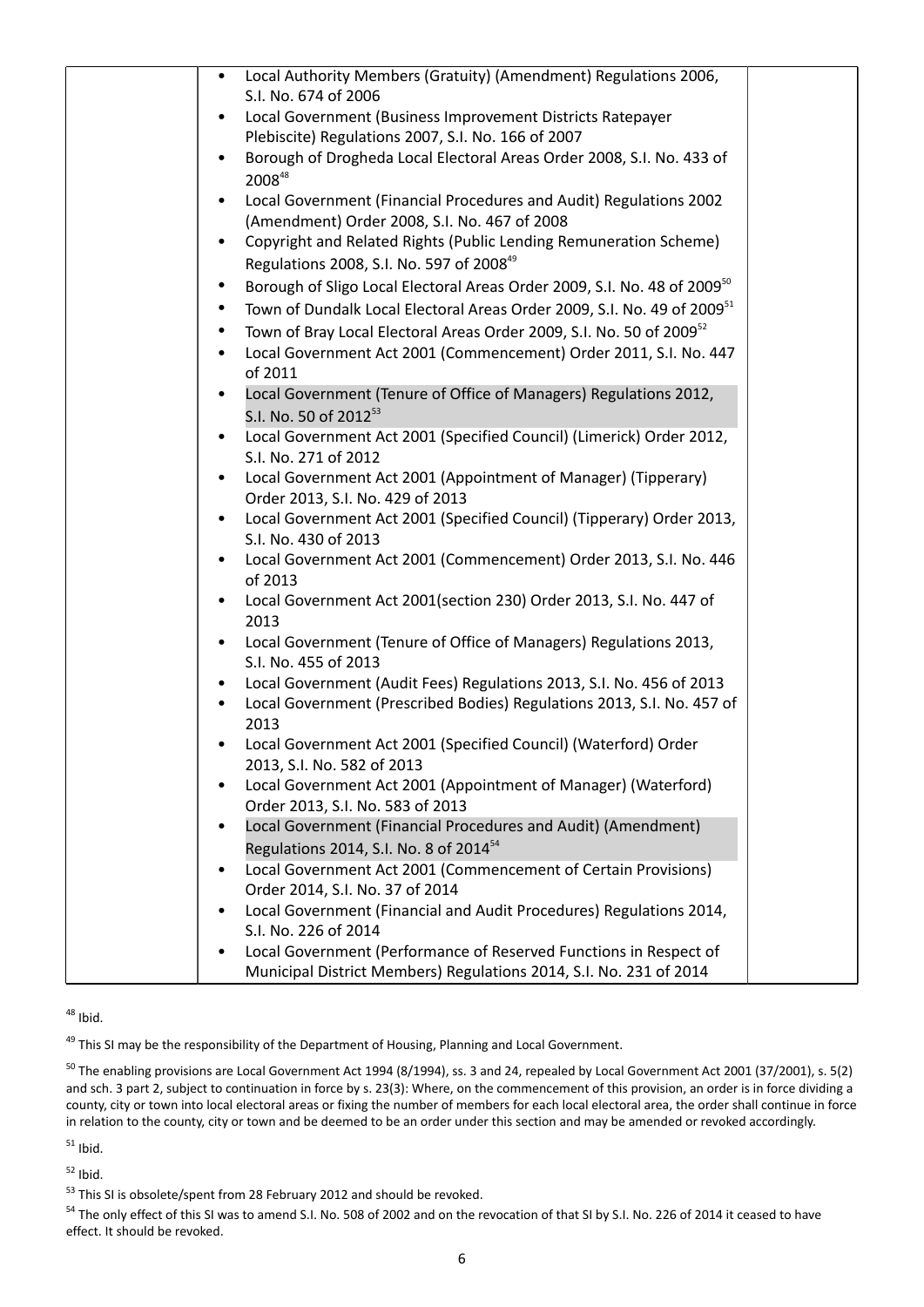| | • Local Authority Members (Gratuity) (Amendment) Regulations 2006, S.I. No. 674 of 2006<br>• Local Government (Business Improvement Districts Ratepayer Plebiscite) Regulations 2007, S.I. No. 166 of 2007<br>• Borough of Drogheda Local Electoral Areas Order 2008, S.I. No. 433 of 2008[48]<br>• Local Government (Financial Procedures and Audit) Regulations 2002 (Amendment) Order 2008, S.I. No. 467 of 2008<br>• Copyright and Related Rights (Public Lending Remuneration Scheme) Regulations 2008, S.I. No. 597 of 2008[49]<br>• Borough of Sligo Local Electoral Areas Order 2009, S.I. No. 48 of 2009[50]<br>• Town of Dundalk Local Electoral Areas Order 2009, S.I. No. 49 of 2009[51]<br>• Town of Bray Local Electoral Areas Order 2009, S.I. No. 50 of 2009[52]<br>• Local Government Act 2001 (Commencement) Order 2011, S.I. No. 447 of 2011<br>• Local Government (Tenure of Office of Managers) Regulations 2012, S.I. No. 50 of 2012[53]<br>• Local Government Act 2001 (Specified Council) (Limerick) Order 2012, S.I. No. 271 of 2012<br>• Local Government Act 2001 (Appointment of Manager) (Tipperary) Order 2013, S.I. No. 429 of 2013<br>• Local Government Act 2001 (Specified Council) (Tipperary) Order 2013, S.I. No. 430 of 2013<br>• Local Government Act 2001 (Commencement) Order 2013, S.I. No. 446 of 2013<br>• Local Government Act 2001(section 230) Order 2013, S.I. No. 447 of 2013<br>• Local Government (Tenure of Office of Managers) Regulations 2013, S.I. No. 455 of 2013<br>• Local Government (Audit Fees) Regulations 2013, S.I. No. 456 of 2013<br>• Local Government (Prescribed Bodies) Regulations 2013, S.I. No. 457 of 2013<br>• Local Government Act 2001 (Specified Council) (Waterford) Order 2013, S.I. No. 582 of 2013<br>• Local Government Act 2001 (Appointment of Manager) (Waterford) Order 2013, S.I. No. 583 of 2013<br>• Local Government (Financial Procedures and Audit) (Amendment) Regulations 2014, S.I. No. 8 of 2014[54]<br>• Local Government Act 2001 (Commencement of Certain Provisions) Order 2014, S.I. No. 37 of 2014<br>• Local Government (Financial and Audit Procedures) Regulations 2014, S.I. No. 226 of 2014<br>• Local Government (Performance of Reserved Functions in Respect of Municipal District Members) Regulations 2014, S.I. No. 231 of 2014 | |
|---|---|---|

[48] Ibid.

[49] This SI may be the responsibility of the Department of Housing, Planning and Local Government.

[50] The enabling provisions are Local Government Act 1994 (8/1994), ss. 3 and 24, repealed by Local Government Act 2001 (37/2001), s. 5(2) and sch. 3 part 2, subject to continuation in force by s. 23(3): Where, on the commencement of this provision, an order is in force dividing a county, city or town into local electoral areas or fixing the number of members for each local electoral area, the order shall continue in force in relation to the county, city or town and be deemed to be an order under this section and may be amended or revoked accordingly.

[51] Ibid.

[52] Ibid.

[53] This SI is obsolete/spent from 28 February 2012 and should be revoked.

[54] The only effect of this SI was to amend S.I. No. 508 of 2002 and on the revocation of that SI by S.I. No. 226 of 2014 it ceased to have effect. It should be revoked.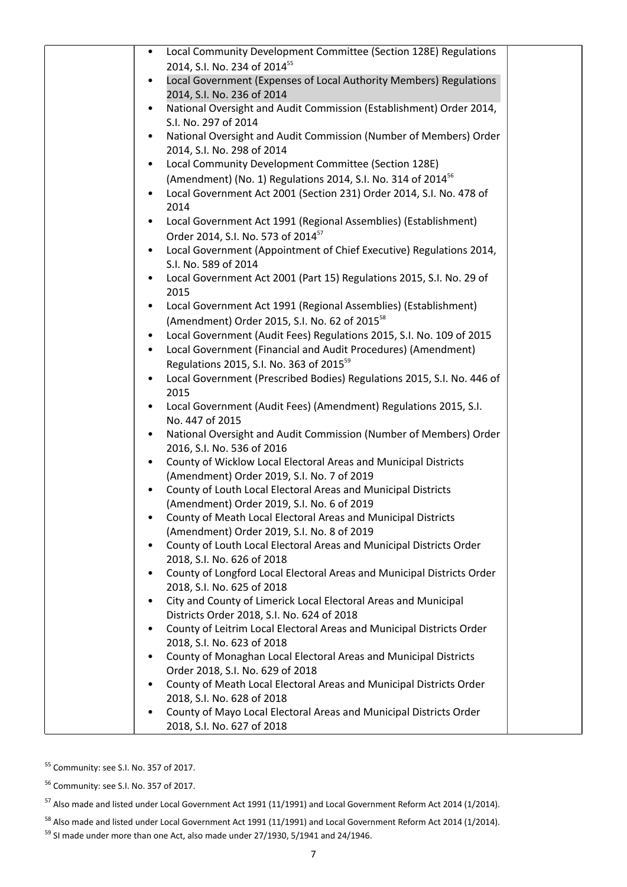| | | |
|---|---|---|
| | • Local Community Development Committee (Section 128E) Regulations 2014, S.I. No. 234 of 2014[55]<br>• Local Government (Expenses of Local Authority Members) Regulations 2014, S.I. No. 236 of 2014<br>• National Oversight and Audit Commission (Establishment) Order 2014, S.I. No. 297 of 2014<br>• National Oversight and Audit Commission (Number of Members) Order 2014, S.I. No. 298 of 2014<br>• Local Community Development Committee (Section 128E) (Amendment) (No. 1) Regulations 2014, S.I. No. 314 of 2014[56]<br>• Local Government Act 2001 (Section 231) Order 2014, S.I. No. 478 of 2014<br>• Local Government Act 1991 (Regional Assemblies) (Establishment) Order 2014, S.I. No. 573 of 2014[57]<br>• Local Government (Appointment of Chief Executive) Regulations 2014, S.I. No. 589 of 2014<br>• Local Government Act 2001 (Part 15) Regulations 2015, S.I. No. 29 of 2015<br>• Local Government Act 1991 (Regional Assemblies) (Establishment) (Amendment) Order 2015, S.I. No. 62 of 2015[58]<br>• Local Government (Audit Fees) Regulations 2015, S.I. No. 109 of 2015<br>• Local Government (Financial and Audit Procedures) (Amendment) Regulations 2015, S.I. No. 363 of 2015[59]<br>• Local Government (Prescribed Bodies) Regulations 2015, S.I. No. 446 of 2015<br>• Local Government (Audit Fees) (Amendment) Regulations 2015, S.I. No. 447 of 2015<br>• National Oversight and Audit Commission (Number of Members) Order 2016, S.I. No. 536 of 2016<br>• County of Wicklow Local Electoral Areas and Municipal Districts (Amendment) Order 2019, S.I. No. 7 of 2019<br>• County of Louth Local Electoral Areas and Municipal Districts (Amendment) Order 2019, S.I. No. 6 of 2019<br>• County of Meath Local Electoral Areas and Municipal Districts (Amendment) Order 2019, S.I. No. 8 of 2019<br>• County of Louth Local Electoral Areas and Municipal Districts Order 2018, S.I. No. 626 of 2018<br>• County of Longford Local Electoral Areas and Municipal Districts Order 2018, S.I. No. 625 of 2018<br>• City and County of Limerick Local Electoral Areas and Municipal Districts Order 2018, S.I. No. 624 of 2018<br>• County of Leitrim Local Electoral Areas and Municipal Districts Order 2018, S.I. No. 623 of 2018<br>• County of Monaghan Local Electoral Areas and Municipal Districts Order 2018, S.I. No. 629 of 2018<br>• County of Meath Local Electoral Areas and Municipal Districts Order 2018, S.I. No. 628 of 2018<br>• County of Mayo Local Electoral Areas and Municipal Districts Order 2018, S.I. No. 627 of 2018 | |

[55] Community: see S.I. No. 357 of 2017.

[56] Community: see S.I. No. 357 of 2017.

[57] Also made and listed under Local Government Act 1991 (11/1991) and Local Government Reform Act 2014 (1/2014).

[58] Also made and listed under Local Government Act 1991 (11/1991) and Local Government Reform Act 2014 (1/2014).

[59] SI made under more than one Act, also made under 27/1930, 5/1941 and 24/1946.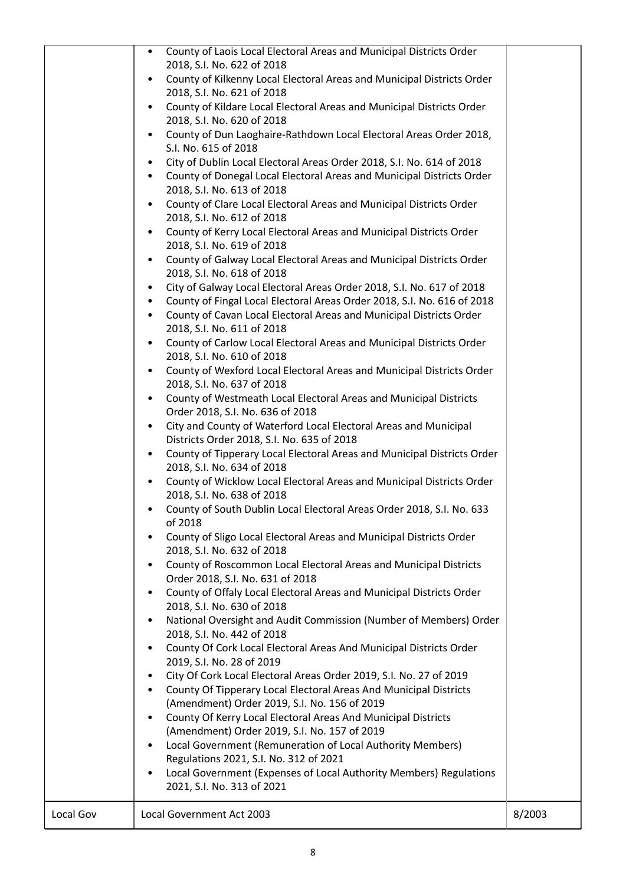| | | |
|---|---|---|
| | • County of Laois Local Electoral Areas and Municipal Districts Order 2018, S.I. No. 622 of 2018<br>• County of Kilkenny Local Electoral Areas and Municipal Districts Order 2018, S.I. No. 621 of 2018<br>• County of Kildare Local Electoral Areas and Municipal Districts Order 2018, S.I. No. 620 of 2018<br>• County of Dun Laoghaire-Rathdown Local Electoral Areas Order 2018, S.I. No. 615 of 2018<br>• City of Dublin Local Electoral Areas Order 2018, S.I. No. 614 of 2018<br>• County of Donegal Local Electoral Areas and Municipal Districts Order 2018, S.I. No. 613 of 2018<br>• County of Clare Local Electoral Areas and Municipal Districts Order 2018, S.I. No. 612 of 2018<br>• County of Kerry Local Electoral Areas and Municipal Districts Order 2018, S.I. No. 619 of 2018<br>• County of Galway Local Electoral Areas and Municipal Districts Order 2018, S.I. No. 618 of 2018<br>• City of Galway Local Electoral Areas Order 2018, S.I. No. 617 of 2018<br>• County of Fingal Local Electoral Areas Order 2018, S.I. No. 616 of 2018<br>• County of Cavan Local Electoral Areas and Municipal Districts Order 2018, S.I. No. 611 of 2018<br>• County of Carlow Local Electoral Areas and Municipal Districts Order 2018, S.I. No. 610 of 2018<br>• County of Wexford Local Electoral Areas and Municipal Districts Order 2018, S.I. No. 637 of 2018<br>• County of Westmeath Local Electoral Areas and Municipal Districts Order 2018, S.I. No. 636 of 2018<br>• City and County of Waterford Local Electoral Areas and Municipal Districts Order 2018, S.I. No. 635 of 2018<br>• County of Tipperary Local Electoral Areas and Municipal Districts Order 2018, S.I. No. 634 of 2018<br>• County of Wicklow Local Electoral Areas and Municipal Districts Order 2018, S.I. No. 638 of 2018<br>• County of South Dublin Local Electoral Areas Order 2018, S.I. No. 633 of 2018<br>• County of Sligo Local Electoral Areas and Municipal Districts Order 2018, S.I. No. 632 of 2018<br>• County of Roscommon Local Electoral Areas and Municipal Districts Order 2018, S.I. No. 631 of 2018<br>• County of Offaly Local Electoral Areas and Municipal Districts Order 2018, S.I. No. 630 of 2018<br>• National Oversight and Audit Commission (Number of Members) Order 2018, S.I. No. 442 of 2018<br>• County Of Cork Local Electoral Areas And Municipal Districts Order 2019, S.I. No. 28 of 2019<br>• City Of Cork Local Electoral Areas Order 2019, S.I. No. 27 of 2019<br>• County Of Tipperary Local Electoral Areas And Municipal Districts (Amendment) Order 2019, S.I. No. 156 of 2019<br>• County Of Kerry Local Electoral Areas And Municipal Districts (Amendment) Order 2019, S.I. No. 157 of 2019<br>• Local Government (Remuneration of Local Authority Members) Regulations 2021, S.I. No. 312 of 2021<br>• Local Government (Expenses of Local Authority Members) Regulations 2021, S.I. No. 313 of 2021 | |
| Local Gov | Local Government Act 2003 | 8/2003 |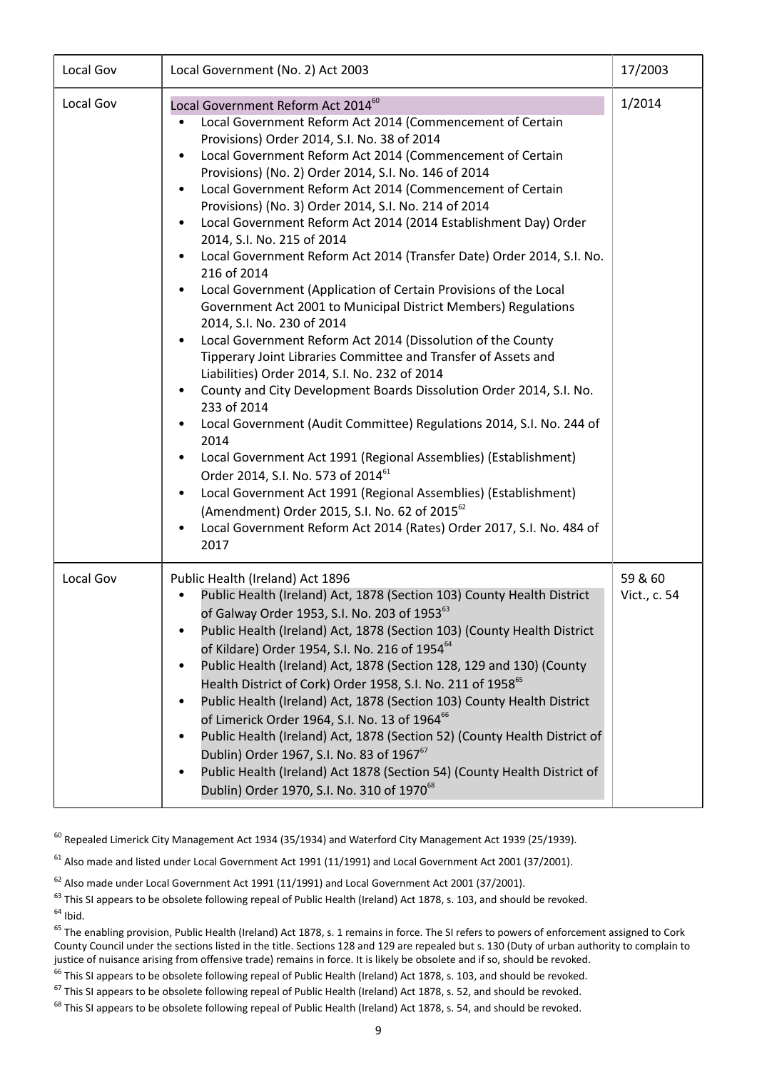| Local Gov | Local Government (No. 2) Act 2003 | 17/2003 |
|---|---|---|
| Local Gov | Local Government Reform Act 2014[60]<br>• Local Government Reform Act 2014 (Commencement of Certain Provisions) Order 2014, S.I. No. 38 of 2014<br>• Local Government Reform Act 2014 (Commencement of Certain Provisions) (No. 2) Order 2014, S.I. No. 146 of 2014<br>• Local Government Reform Act 2014 (Commencement of Certain Provisions) (No. 3) Order 2014, S.I. No. 214 of 2014<br>• Local Government Reform Act 2014 (2014 Establishment Day) Order 2014, S.I. No. 215 of 2014<br>• Local Government Reform Act 2014 (Transfer Date) Order 2014, S.I. No. 216 of 2014<br>• Local Government (Application of Certain Provisions of the Local Government Act 2001 to Municipal District Members) Regulations 2014, S.I. No. 230 of 2014<br>• Local Government Reform Act 2014 (Dissolution of the County Tipperary Joint Libraries Committee and Transfer of Assets and Liabilities) Order 2014, S.I. No. 232 of 2014<br>• County and City Development Boards Dissolution Order 2014, S.I. No. 233 of 2014<br>• Local Government (Audit Committee) Regulations 2014, S.I. No. 244 of 2014<br>• Local Government Act 1991 (Regional Assemblies) (Establishment) Order 2014, S.I. No. 573 of 2014[61]<br>• Local Government Act 1991 (Regional Assemblies) (Establishment) (Amendment) Order 2015, S.I. No. 62 of 2015[62]<br>• Local Government Reform Act 2014 (Rates) Order 2017, S.I. No. 484 of 2017 | 1/2014 |
| Local Gov | Public Health (Ireland) Act 1896<br>• Public Health (Ireland) Act, 1878 (Section 103) County Health District of Galway Order 1953, S.I. No. 203 of 1953[63]<br>• Public Health (Ireland) Act, 1878 (Section 103) (County Health District of Kildare) Order 1954, S.I. No. 216 of 1954[64]<br>• Public Health (Ireland) Act, 1878 (Section 128, 129 and 130) (County Health District of Cork) Order 1958, S.I. No. 211 of 1958[65]<br>• Public Health (Ireland) Act, 1878 (Section 103) County Health District of Limerick Order 1964, S.I. No. 13 of 1964[66]<br>• Public Health (Ireland) Act, 1878 (Section 52) (County Health District of Dublin) Order 1967, S.I. No. 83 of 1967[67]<br>• Public Health (Ireland) Act 1878 (Section 54) (County Health District of Dublin) Order 1970, S.I. No. 310 of 1970[68] | 59 & 60 Vict., c. 54 |

[60] Repealed Limerick City Management Act 1934 (35/1934) and Waterford City Management Act 1939 (25/1939).

[61] Also made and listed under Local Government Act 1991 (11/1991) and Local Government Act 2001 (37/2001).

[62] Also made under Local Government Act 1991 (11/1991) and Local Government Act 2001 (37/2001).

[63] This SI appears to be obsolete following repeal of Public Health (Ireland) Act 1878, s. 103, and should be revoked.

[64] Ibid.

[65] The enabling provision, Public Health (Ireland) Act 1878, s. 1 remains in force. The SI refers to powers of enforcement assigned to Cork County Council under the sections listed in the title. Sections 128 and 129 are repealed but s. 130 (Duty of urban authority to complain to justice of nuisance arising from offensive trade) remains in force. It is likely be obsolete and if so, should be revoked.

[66] This SI appears to be obsolete following repeal of Public Health (Ireland) Act 1878, s. 103, and should be revoked.

[67] This SI appears to be obsolete following repeal of Public Health (Ireland) Act 1878, s. 52, and should be revoked.

[68] This SI appears to be obsolete following repeal of Public Health (Ireland) Act 1878, s. 54, and should be revoked.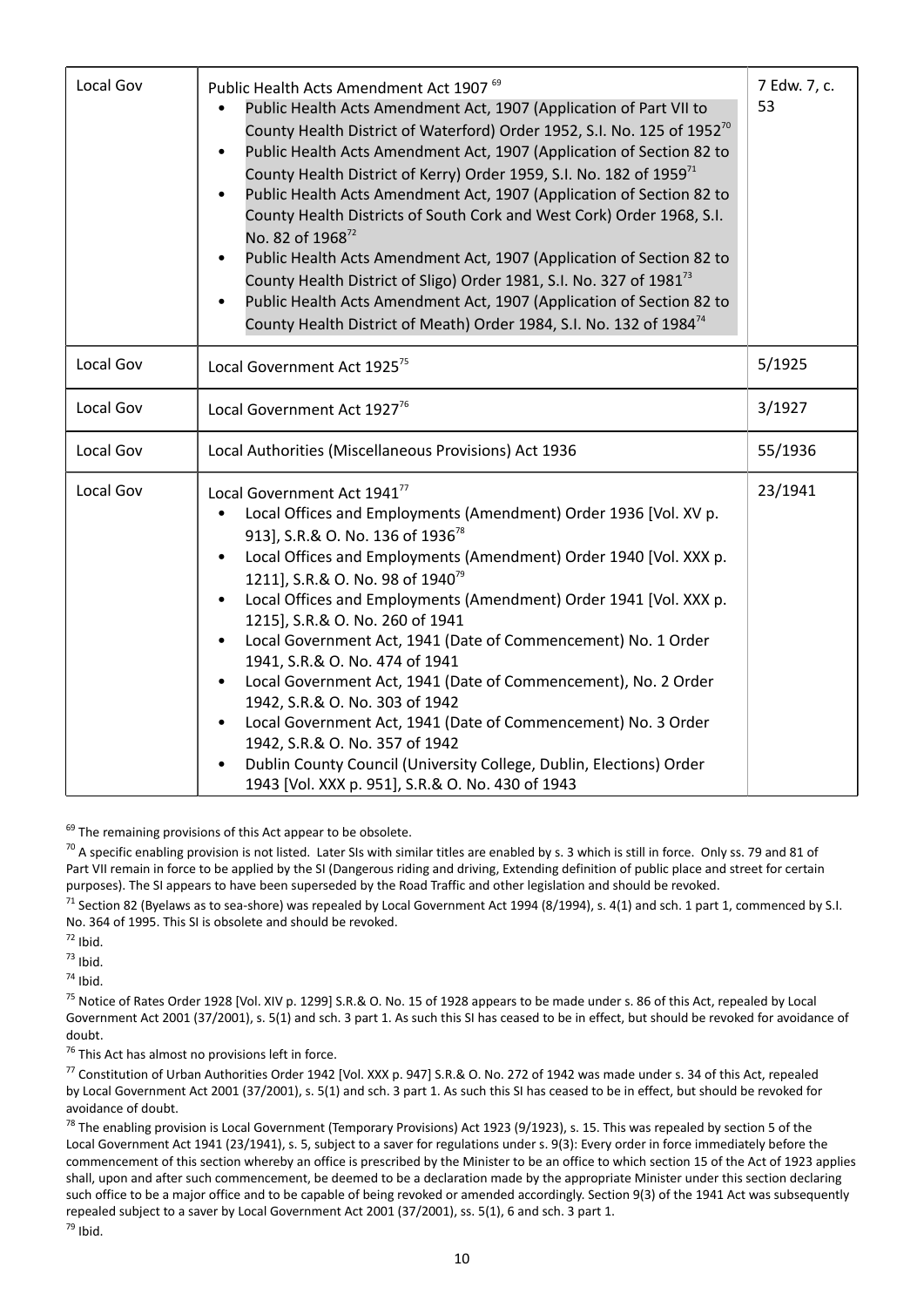| Local Gov | Public Health Acts Amendment Act 1907 [69]<br>• Public Health Acts Amendment Act, 1907 (Application of Part VII to County Health District of Waterford) Order 1952, S.I. No. 125 of 1952[70]<br>• Public Health Acts Amendment Act, 1907 (Application of Section 82 to County Health District of Kerry) Order 1959, S.I. No. 182 of 1959[71]<br>• Public Health Acts Amendment Act, 1907 (Application of Section 82 to County Health Districts of South Cork and West Cork) Order 1968, S.I. No. 82 of 1968[72]<br>• Public Health Acts Amendment Act, 1907 (Application of Section 82 to County Health District of Sligo) Order 1981, S.I. No. 327 of 1981[73]<br>• Public Health Acts Amendment Act, 1907 (Application of Section 82 to County Health District of Meath) Order 1984, S.I. No. 132 of 1984[74] | 7 Edw. 7, c. 53 |
|---|---|---|
| Local Gov | Local Government Act 1925[75] | 5/1925 |
| Local Gov | Local Government Act 1927[76] | 3/1927 |
| Local Gov | Local Authorities (Miscellaneous Provisions) Act 1936 | 55/1936 |
| Local Gov | Local Government Act 1941[77]<br>• Local Offices and Employments (Amendment) Order 1936 [Vol. XV p. 913], S.R.& O. No. 136 of 1936[78]<br>• Local Offices and Employments (Amendment) Order 1940 [Vol. XXX p. 1211], S.R.& O. No. 98 of 1940[79]<br>• Local Offices and Employments (Amendment) Order 1941 [Vol. XXX p. 1215], S.R.& O. No. 260 of 1941<br>• Local Government Act, 1941 (Date of Commencement) No. 1 Order 1941, S.R.& O. No. 474 of 1941<br>• Local Government Act, 1941 (Date of Commencement), No. 2 Order 1942, S.R.& O. No. 303 of 1942<br>• Local Government Act, 1941 (Date of Commencement) No. 3 Order 1942, S.R.& O. No. 357 of 1942<br>• Dublin County Council (University College, Dublin, Elections) Order 1943 [Vol. XXX p. 951], S.R.& O. No. 430 of 1943 | 23/1941 |

[69] The remaining provisions of this Act appear to be obsolete.

[70] A specific enabling provision is not listed. Later SIs with similar titles are enabled by s. 3 which is still in force. Only ss. 79 and 81 of Part VII remain in force to be applied by the SI (Dangerous riding and driving, Extending definition of public place and street for certain purposes). The SI appears to have been superseded by the Road Traffic and other legislation and should be revoked.

[71] Section 82 (Byelaws as to sea-shore) was repealed by Local Government Act 1994 (8/1994), s. 4(1) and sch. 1 part 1, commenced by S.I. No. 364 of 1995. This SI is obsolete and should be revoked.

[72] Ibid.

[73] Ibid.

[74] Ibid.

[75] Notice of Rates Order 1928 [Vol. XIV p. 1299] S.R.& O. No. 15 of 1928 appears to be made under s. 86 of this Act, repealed by Local Government Act 2001 (37/2001), s. 5(1) and sch. 3 part 1. As such this SI has ceased to be in effect, but should be revoked for avoidance of doubt.

[76] This Act has almost no provisions left in force.

[77] Constitution of Urban Authorities Order 1942 [Vol. XXX p. 947] S.R.& O. No. 272 of 1942 was made under s. 34 of this Act, repealed by Local Government Act 2001 (37/2001), s. 5(1) and sch. 3 part 1. As such this SI has ceased to be in effect, but should be revoked for avoidance of doubt.

[78] The enabling provision is Local Government (Temporary Provisions) Act 1923 (9/1923), s. 15. This was repealed by section 5 of the Local Government Act 1941 (23/1941), s. 5, subject to a saver for regulations under s. 9(3): Every order in force immediately before the commencement of this section whereby an office is prescribed by the Minister to be an office to which section 15 of the Act of 1923 applies shall, upon and after such commencement, be deemed to be a declaration made by the appropriate Minister under this section declaring such office to be a major office and to be capable of being revoked or amended accordingly. Section 9(3) of the 1941 Act was subsequently repealed subject to a saver by Local Government Act 2001 (37/2001), ss. 5(1), 6 and sch. 3 part 1.

[79] Ibid.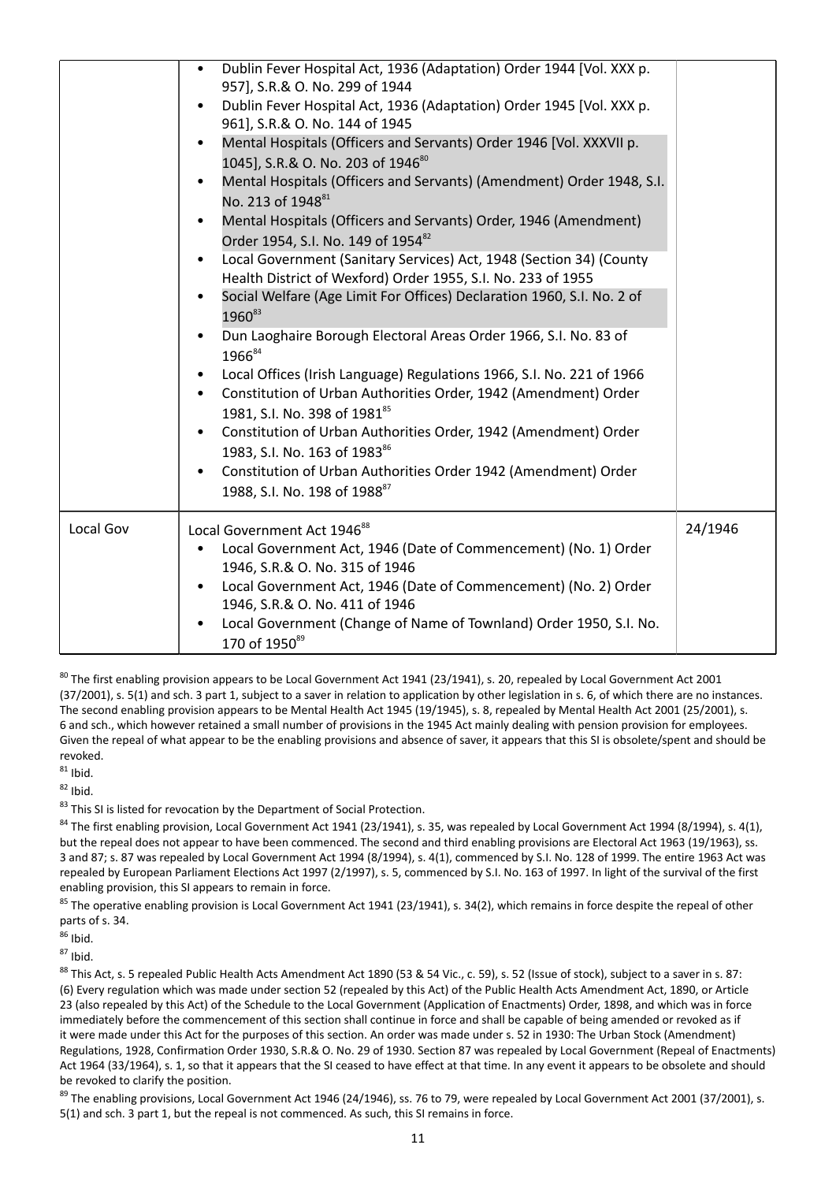| | | |
|---|---|---|
| | • Dublin Fever Hospital Act, 1936 (Adaptation) Order 1944 [Vol. XXX p. 957], S.R.& O. No. 299 of 1944<br>• Dublin Fever Hospital Act, 1936 (Adaptation) Order 1945 [Vol. XXX p. 961], S.R.& O. No. 144 of 1945<br>• Mental Hospitals (Officers and Servants) Order 1946 [Vol. XXXVII p. 1045], S.R.& O. No. 203 of 1946[80]<br>• Mental Hospitals (Officers and Servants) (Amendment) Order 1948, S.I. No. 213 of 1948[81]<br>• Mental Hospitals (Officers and Servants) Order, 1946 (Amendment) Order 1954, S.I. No. 149 of 1954[82]<br>• Local Government (Sanitary Services) Act, 1948 (Section 34) (County Health District of Wexford) Order 1955, S.I. No. 233 of 1955<br>• Social Welfare (Age Limit For Offices) Declaration 1960, S.I. No. 2 of 1960[83]<br>• Dun Laoghaire Borough Electoral Areas Order 1966, S.I. No. 83 of 1966[84]<br>• Local Offices (Irish Language) Regulations 1966, S.I. No. 221 of 1966<br>• Constitution of Urban Authorities Order, 1942 (Amendment) Order 1981, S.I. No. 398 of 1981[85]<br>• Constitution of Urban Authorities Order, 1942 (Amendment) Order 1983, S.I. No. 163 of 1983[86]<br>• Constitution of Urban Authorities Order 1942 (Amendment) Order 1988, S.I. No. 198 of 1988[87] | |
| Local Gov | Local Government Act 1946[88]<br>• Local Government Act, 1946 (Date of Commencement) (No. 1) Order 1946, S.R.& O. No. 315 of 1946<br>• Local Government Act, 1946 (Date of Commencement) (No. 2) Order 1946, S.R.& O. No. 411 of 1946<br>• Local Government (Change of Name of Townland) Order 1950, S.I. No. 170 of 1950[89] | 24/1946 |

[80] The first enabling provision appears to be Local Government Act 1941 (23/1941), s. 20, repealed by Local Government Act 2001 (37/2001), s. 5(1) and sch. 3 part 1, subject to a saver in relation to application by other legislation in s. 6, of which there are no instances. The second enabling provision appears to be Mental Health Act 1945 (19/1945), s. 8, repealed by Mental Health Act 2001 (25/2001), s. 6 and sch., which however retained a small number of provisions in the 1945 Act mainly dealing with pension provision for employees. Given the repeal of what appear to be the enabling provisions and absence of saver, it appears that this SI is obsolete/spent and should be revoked.

[81] Ibid.

[82] Ibid.

[83] This SI is listed for revocation by the Department of Social Protection.

[84] The first enabling provision, Local Government Act 1941 (23/1941), s. 35, was repealed by Local Government Act 1994 (8/1994), s. 4(1), but the repeal does not appear to have been commenced. The second and third enabling provisions are Electoral Act 1963 (19/1963), ss. 3 and 87; s. 87 was repealed by Local Government Act 1994 (8/1994), s. 4(1), commenced by S.I. No. 128 of 1999. The entire 1963 Act was repealed by European Parliament Elections Act 1997 (2/1997), s. 5, commenced by S.I. No. 163 of 1997. In light of the survival of the first enabling provision, this SI appears to remain in force.

[85] The operative enabling provision is Local Government Act 1941 (23/1941), s. 34(2), which remains in force despite the repeal of other parts of s. 34.

[86] Ibid.

[87] Ibid.

[88] This Act, s. 5 repealed Public Health Acts Amendment Act 1890 (53 & 54 Vic., c. 59), s. 52 (Issue of stock), subject to a saver in s. 87: (6) Every regulation which was made under section 52 (repealed by this Act) of the Public Health Acts Amendment Act, 1890, or Article 23 (also repealed by this Act) of the Schedule to the Local Government (Application of Enactments) Order, 1898, and which was in force immediately before the commencement of this section shall continue in force and shall be capable of being amended or revoked as if it were made under this Act for the purposes of this section. An order was made under s. 52 in 1930: The Urban Stock (Amendment) Regulations, 1928, Confirmation Order 1930, S.R.& O. No. 29 of 1930. Section 87 was repealed by Local Government (Repeal of Enactments) Act 1964 (33/1964), s. 1, so that it appears that the SI ceased to have effect at that time. In any event it appears to be obsolete and should be revoked to clarify the position.

[89] The enabling provisions, Local Government Act 1946 (24/1946), ss. 76 to 79, were repealed by Local Government Act 2001 (37/2001), s. 5(1) and sch. 3 part 1, but the repeal is not commenced. As such, this SI remains in force.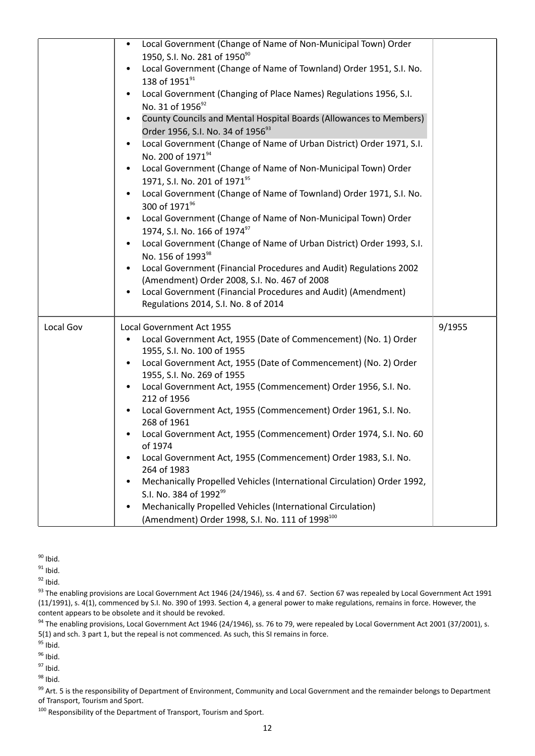| | • Local Government (Change of Name of Non-Municipal Town) Order 1950, S.I. No. 281 of 1950[90]<br>• Local Government (Change of Name of Townland) Order 1951, S.I. No. 138 of 1951[91]<br>• Local Government (Changing of Place Names) Regulations 1956, S.I. No. 31 of 1956[92]<br>• County Councils and Mental Hospital Boards (Allowances to Members) Order 1956, S.I. No. 34 of 1956[93]<br>• Local Government (Change of Name of Urban District) Order 1971, S.I. No. 200 of 1971[94]<br>• Local Government (Change of Name of Non-Municipal Town) Order 1971, S.I. No. 201 of 1971[95]<br>• Local Government (Change of Name of Townland) Order 1971, S.I. No. 300 of 1971[96]<br>• Local Government (Change of Name of Non-Municipal Town) Order 1974, S.I. No. 166 of 1974[97]<br>• Local Government (Change of Name of Urban District) Order 1993, S.I. No. 156 of 1993[98]<br>• Local Government (Financial Procedures and Audit) Regulations 2002 (Amendment) Order 2008, S.I. No. 467 of 2008<br>• Local Government (Financial Procedures and Audit) (Amendment) Regulations 2014, S.I. No. 8 of 2014 | |
|---|---|---|
| Local Gov | Local Government Act 1955<br>• Local Government Act, 1955 (Date of Commencement) (No. 1) Order 1955, S.I. No. 100 of 1955<br>• Local Government Act, 1955 (Date of Commencement) (No. 2) Order 1955, S.I. No. 269 of 1955<br>• Local Government Act, 1955 (Commencement) Order 1956, S.I. No. 212 of 1956<br>• Local Government Act, 1955 (Commencement) Order 1961, S.I. No. 268 of 1961<br>• Local Government Act, 1955 (Commencement) Order 1974, S.I. No. 60 of 1974<br>• Local Government Act, 1955 (Commencement) Order 1983, S.I. No. 264 of 1983<br>• Mechanically Propelled Vehicles (International Circulation) Order 1992, S.I. No. 384 of 1992[99]<br>• Mechanically Propelled Vehicles (International Circulation) (Amendment) Order 1998, S.I. No. 111 of 1998[100] | 9/1955 |

[90] Ibid.

[91] Ibid.

[92] Ibid.

[93] The enabling provisions are Local Government Act 1946 (24/1946), ss. 4 and 67. Section 67 was repealed by Local Government Act 1991 (11/1991), s. 4(1), commenced by S.I. No. 390 of 1993. Section 4, a general power to make regulations, remains in force. However, the content appears to be obsolete and it should be revoked.

[94] The enabling provisions, Local Government Act 1946 (24/1946), ss. 76 to 79, were repealed by Local Government Act 2001 (37/2001), s. 5(1) and sch. 3 part 1, but the repeal is not commenced. As such, this SI remains in force.

[95] Ibid.

[96] Ibid.

[97] Ibid.

[98] Ibid.

[99] Art. 5 is the responsibility of Department of Environment, Community and Local Government and the remainder belongs to Department of Transport, Tourism and Sport.

[100] Responsibility of the Department of Transport, Tourism and Sport.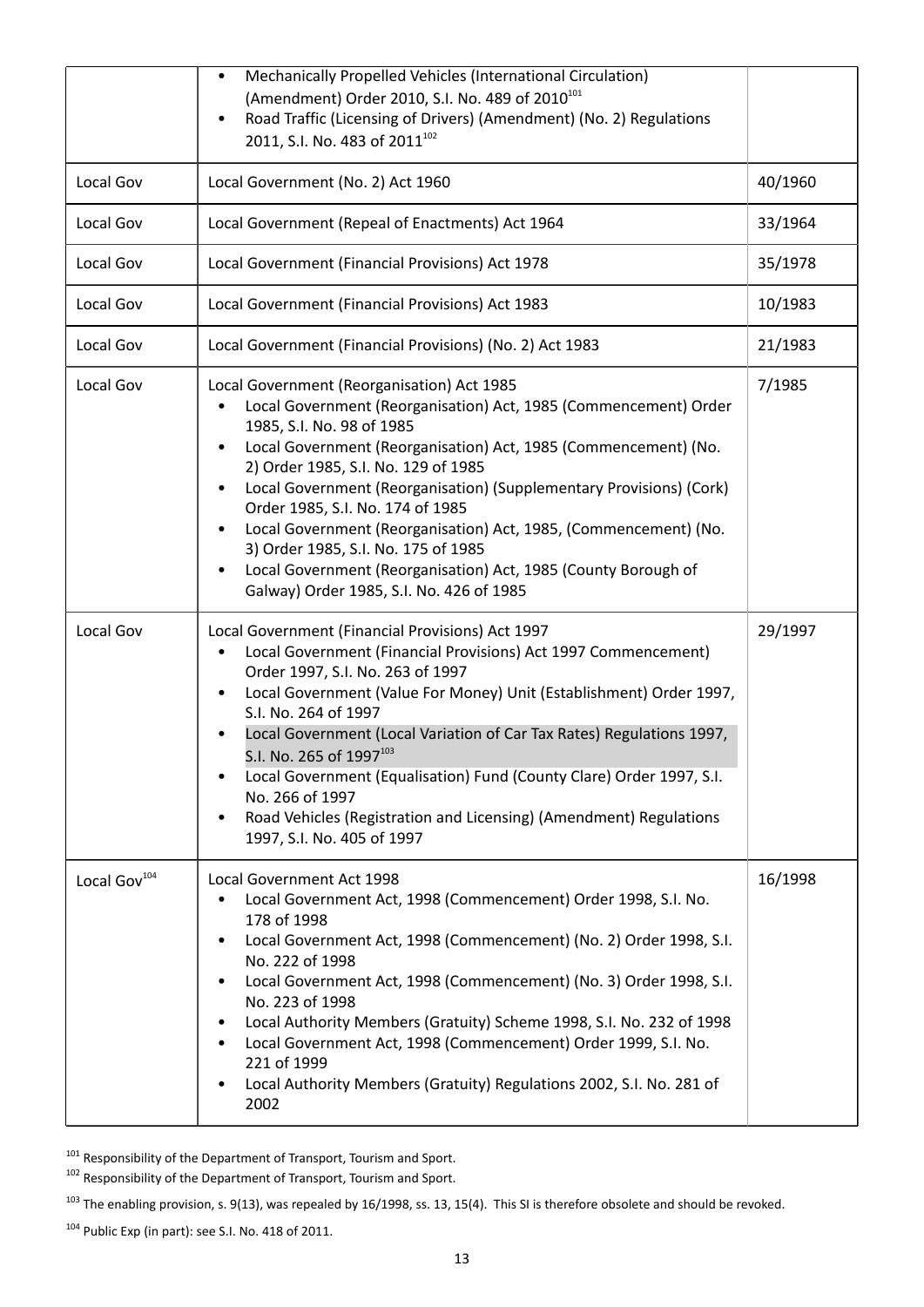| | | |
|---|---|---|
| | • Mechanically Propelled Vehicles (International Circulation) (Amendment) Order 2010, S.I. No. 489 of 2010[101]<br>• Road Traffic (Licensing of Drivers) (Amendment) (No. 2) Regulations 2011, S.I. No. 483 of 2011[102] | |
| Local Gov | Local Government (No. 2) Act 1960 | 40/1960 |
| Local Gov | Local Government (Repeal of Enactments) Act 1964 | 33/1964 |
| Local Gov | Local Government (Financial Provisions) Act 1978 | 35/1978 |
| Local Gov | Local Government (Financial Provisions) Act 1983 | 10/1983 |
| Local Gov | Local Government (Financial Provisions) (No. 2) Act 1983 | 21/1983 |
| Local Gov | Local Government (Reorganisation) Act 1985<br>• Local Government (Reorganisation) Act, 1985 (Commencement) Order 1985, S.I. No. 98 of 1985<br>• Local Government (Reorganisation) Act, 1985 (Commencement) (No. 2) Order 1985, S.I. No. 129 of 1985<br>• Local Government (Reorganisation) (Supplementary Provisions) (Cork) Order 1985, S.I. No. 174 of 1985<br>• Local Government (Reorganisation) Act, 1985, (Commencement) (No. 3) Order 1985, S.I. No. 175 of 1985<br>• Local Government (Reorganisation) Act, 1985 (County Borough of Galway) Order 1985, S.I. No. 426 of 1985 | 7/1985 |
| Local Gov | Local Government (Financial Provisions) Act 1997<br>• Local Government (Financial Provisions) Act 1997 Commencement) Order 1997, S.I. No. 263 of 1997<br>• Local Government (Value For Money) Unit (Establishment) Order 1997, S.I. No. 264 of 1997<br>• Local Government (Local Variation of Car Tax Rates) Regulations 1997, S.I. No. 265 of 1997[103]<br>• Local Government (Equalisation) Fund (County Clare) Order 1997, S.I. No. 266 of 1997<br>• Road Vehicles (Registration and Licensing) (Amendment) Regulations 1997, S.I. No. 405 of 1997 | 29/1997 |
| Local Gov[104] | Local Government Act 1998<br>• Local Government Act, 1998 (Commencement) Order 1998, S.I. No. 178 of 1998<br>• Local Government Act, 1998 (Commencement) (No. 2) Order 1998, S.I. No. 222 of 1998<br>• Local Government Act, 1998 (Commencement) (No. 3) Order 1998, S.I. No. 223 of 1998<br>• Local Authority Members (Gratuity) Scheme 1998, S.I. No. 232 of 1998<br>• Local Government Act, 1998 (Commencement) Order 1999, S.I. No. 221 of 1999<br>• Local Authority Members (Gratuity) Regulations 2002, S.I. No. 281 of 2002 | 16/1998 |

[101] Responsibility of the Department of Transport, Tourism and Sport.

[102] Responsibility of the Department of Transport, Tourism and Sport.

[103] The enabling provision, s. 9(13), was repealed by 16/1998, ss. 13, 15(4). This SI is therefore obsolete and should be revoked.

[104] Public Exp (in part): see S.I. No. 418 of 2011.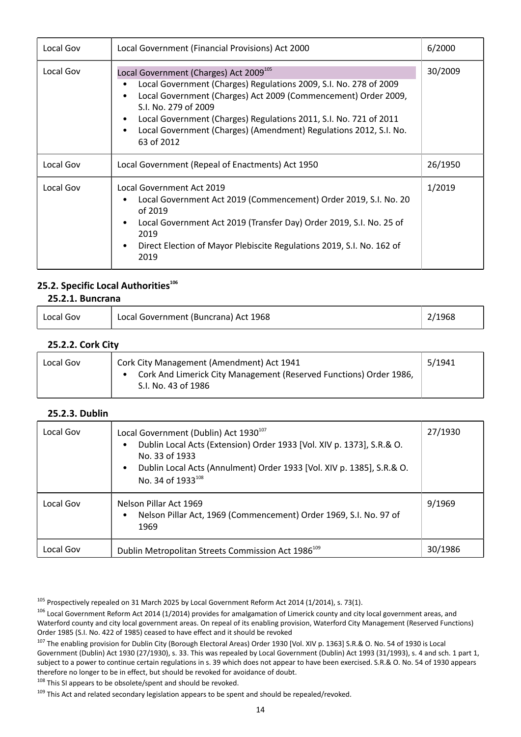| Local Gov | Local Government (Financial Provisions) Act 2000 | 6/2000 |
|---|---|---|
| Local Gov | Local Government (Charges) Act 2009[105]<br>• Local Government (Charges) Regulations 2009, S.I. No. 278 of 2009<br>• Local Government (Charges) Act 2009 (Commencement) Order 2009, S.I. No. 279 of 2009<br>• Local Government (Charges) Regulations 2011, S.I. No. 721 of 2011<br>• Local Government (Charges) (Amendment) Regulations 2012, S.I. No. 63 of 2012 | 30/2009 |
| Local Gov | Local Government (Repeal of Enactments) Act 1950 | 26/1950 |
| Local Gov | Local Government Act 2019<br>• Local Government Act 2019 (Commencement) Order 2019, S.I. No. 20 of 2019<br>• Local Government Act 2019 (Transfer Day) Order 2019, S.I. No. 25 of 2019<br>• Direct Election of Mayor Plebiscite Regulations 2019, S.I. No. 162 of 2019 | 1/2019 |

## 25.2. Specific Local Authorities[106]

### 25.2.1. Buncrana

| Local Gov | Local Government (Buncrana) Act 1968 | 2/1968 |
|---|---|---|

### 25.2.2. Cork City

| Local Gov | Cork City Management (Amendment) Act 1941<br>• Cork And Limerick City Management (Reserved Functions) Order 1986, S.I. No. 43 of 1986 | 5/1941 |
|---|---|---|

### 25.2.3. Dublin

| Local Gov | Local Government (Dublin) Act 1930[107]<br>• Dublin Local Acts (Extension) Order 1933 [Vol. XIV p. 1373], S.R.& O. No. 33 of 1933<br>• Dublin Local Acts (Annulment) Order 1933 [Vol. XIV p. 1385], S.R.& O. No. 34 of 1933[108] | 27/1930 |
|---|---|---|
| Local Gov | Nelson Pillar Act 1969<br>• Nelson Pillar Act, 1969 (Commencement) Order 1969, S.I. No. 97 of 1969 | 9/1969 |
| Local Gov | Dublin Metropolitan Streets Commission Act 1986[109] | 30/1986 |

[105] Prospectively repealed on 31 March 2025 by Local Government Reform Act 2014 (1/2014), s. 73(1).

[106] Local Government Reform Act 2014 (1/2014) provides for amalgamation of Limerick county and city local government areas, and Waterford county and city local government areas. On repeal of its enabling provision, Waterford City Management (Reserved Functions) Order 1985 (S.I. No. 422 of 1985) ceased to have effect and it should be revoked

[107] The enabling provision for Dublin City (Borough Electoral Areas) Order 1930 [Vol. XIV p. 1363] S.R.& O. No. 54 of 1930 is Local Government (Dublin) Act 1930 (27/1930), s. 33. This was repealed by Local Government (Dublin) Act 1993 (31/1993), s. 4 and sch. 1 part 1, subject to a power to continue certain regulations in s. 39 which does not appear to have been exercised. S.R.& O. No. 54 of 1930 appears therefore no longer to be in effect, but should be revoked for avoidance of doubt.

[108] This SI appears to be obsolete/spent and should be revoked.

[109] This Act and related secondary legislation appears to be spent and should be repealed/revoked.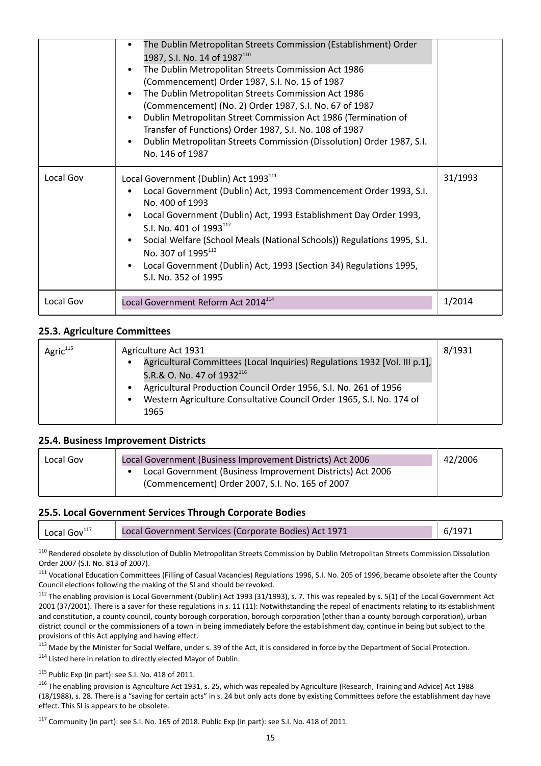| | • The Dublin Metropolitan Streets Commission (Establishment) Order 1987, S.I. No. 14 of 1987[110]<br>• The Dublin Metropolitan Streets Commission Act 1986 (Commencement) Order 1987, S.I. No. 15 of 1987<br>• The Dublin Metropolitan Streets Commission Act 1986 (Commencement) (No. 2) Order 1987, S.I. No. 67 of 1987<br>• Dublin Metropolitan Street Commission Act 1986 (Termination of Transfer of Functions) Order 1987, S.I. No. 108 of 1987<br>• Dublin Metropolitan Streets Commission (Dissolution) Order 1987, S.I. No. 146 of 1987 | |
|---|---|---|
| Local Gov | Local Government (Dublin) Act 1993[111]<br>• Local Government (Dublin) Act, 1993 Commencement Order 1993, S.I. No. 400 of 1993<br>• Local Government (Dublin) Act, 1993 Establishment Day Order 1993, S.I. No. 401 of 1993[112]<br>• Social Welfare (School Meals (National Schools)) Regulations 1995, S.I. No. 307 of 1995[113]<br>• Local Government (Dublin) Act, 1993 (Section 34) Regulations 1995, S.I. No. 352 of 1995 | 31/1993 |
| Local Gov | Local Government Reform Act 2014[114] | 1/2014 |

### 25.3. Agriculture Committees

| Agric[115] | Agriculture Act 1931<br>• Agricultural Committees (Local Inquiries) Regulations 1932 [Vol. III p.1], S.R.& O. No. 47 of 1932[116]<br>• Agricultural Production Council Order 1956, S.I. No. 261 of 1956<br>• Western Agriculture Consultative Council Order 1965, S.I. No. 174 of 1965 | 8/1931 |
|---|---|---|

### 25.4. Business Improvement Districts

| Local Gov | Local Government (Business Improvement Districts) Act 2006<br>• Local Government (Business Improvement Districts) Act 2006 (Commencement) Order 2007, S.I. No. 165 of 2007 | 42/2006 |
|---|---|---|

### 25.5. Local Government Services Through Corporate Bodies

| Local Gov[117] | Local Government Services (Corporate Bodies) Act 1971 | 6/1971 |
|---|---|---|

[110] Rendered obsolete by dissolution of Dublin Metropolitan Streets Commission by Dublin Metropolitan Streets Commission Dissolution Order 2007 (S.I. No. 813 of 2007).

[111] Vocational Education Committees (Filling of Casual Vacancies) Regulations 1996, S.I. No. 205 of 1996, became obsolete after the County Council elections following the making of the SI and should be revoked.

[112] The enabling provision is Local Government (Dublin) Act 1993 (31/1993), s. 7. This was repealed by s. 5(1) of the Local Government Act 2001 (37/2001). There is a saver for these regulations in s. 11 (11): Notwithstanding the repeal of enactments relating to its establishment and constitution, a county council, county borough corporation, borough corporation (other than a county borough corporation), urban district council or the commissioners of a town in being immediately before the establishment day, continue in being but subject to the provisions of this Act applying and having effect.

[113] Made by the Minister for Social Welfare, under s. 39 of the Act, it is considered in force by the Department of Social Protection.

[114] Listed here in relation to directly elected Mayor of Dublin.

[115] Public Exp (in part): see S.I. No. 418 of 2011.

[116] The enabling provision is Agriculture Act 1931, s. 25, which was repealed by Agriculture (Research, Training and Advice) Act 1988 (18/1988), s. 28. There is a "saving for certain acts" in s. 24 but only acts done by existing Committees before the establishment day have effect. This SI is appears to be obsolete.

[117] Community (in part): see S.I. No. 165 of 2018. Public Exp (in part): see S.I. No. 418 of 2011.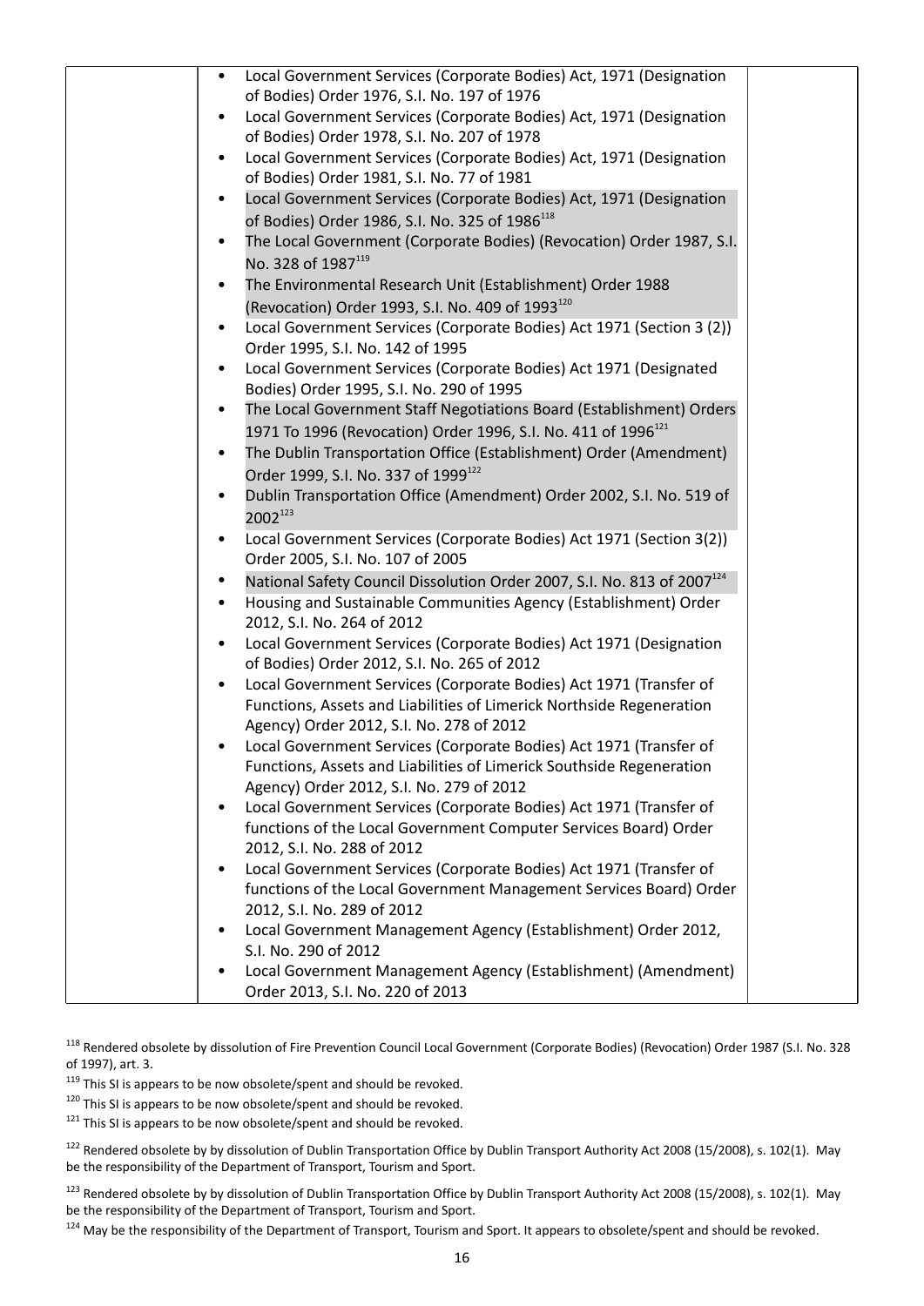|  | • Local Government Services (Corporate Bodies) Act, 1971 (Designation of Bodies) Order 1976, S.I. No. 197 of 1976<br>• Local Government Services (Corporate Bodies) Act, 1971 (Designation of Bodies) Order 1978, S.I. No. 207 of 1978<br>• Local Government Services (Corporate Bodies) Act, 1971 (Designation of Bodies) Order 1981, S.I. No. 77 of 1981<br>• Local Government Services (Corporate Bodies) Act, 1971 (Designation of Bodies) Order 1986, S.I. No. 325 of 1986[118]<br>• The Local Government (Corporate Bodies) (Revocation) Order 1987, S.I. No. 328 of 1987[119]<br>• The Environmental Research Unit (Establishment) Order 1988 (Revocation) Order 1993, S.I. No. 409 of 1993[120]<br>• Local Government Services (Corporate Bodies) Act 1971 (Section 3 (2)) Order 1995, S.I. No. 142 of 1995<br>• Local Government Services (Corporate Bodies) Act 1971 (Designated Bodies) Order 1995, S.I. No. 290 of 1995<br>• The Local Government Staff Negotiations Board (Establishment) Orders 1971 To 1996 (Revocation) Order 1996, S.I. No. 411 of 1996[121]<br>• The Dublin Transportation Office (Establishment) Order (Amendment) Order 1999, S.I. No. 337 of 1999[122]<br>• Dublin Transportation Office (Amendment) Order 2002, S.I. No. 519 of 2002[123]<br>• Local Government Services (Corporate Bodies) Act 1971 (Section 3(2)) Order 2005, S.I. No. 107 of 2005<br>• National Safety Council Dissolution Order 2007, S.I. No. 813 of 2007[124]<br>• Housing and Sustainable Communities Agency (Establishment) Order 2012, S.I. No. 264 of 2012<br>• Local Government Services (Corporate Bodies) Act 1971 (Designation of Bodies) Order 2012, S.I. No. 265 of 2012<br>• Local Government Services (Corporate Bodies) Act 1971 (Transfer of Functions, Assets and Liabilities of Limerick Northside Regeneration Agency) Order 2012, S.I. No. 278 of 2012<br>• Local Government Services (Corporate Bodies) Act 1971 (Transfer of Functions, Assets and Liabilities of Limerick Southside Regeneration Agency) Order 2012, S.I. No. 279 of 2012<br>• Local Government Services (Corporate Bodies) Act 1971 (Transfer of functions of the Local Government Computer Services Board) Order 2012, S.I. No. 288 of 2012<br>• Local Government Services (Corporate Bodies) Act 1971 (Transfer of functions of the Local Government Management Services Board) Order 2012, S.I. No. 289 of 2012<br>• Local Government Management Agency (Establishment) Order 2012, S.I. No. 290 of 2012<br>• Local Government Management Agency (Establishment) (Amendment) Order 2013, S.I. No. 220 of 2013 |  |
|---|---|---|

[118] Rendered obsolete by dissolution of Fire Prevention Council Local Government (Corporate Bodies) (Revocation) Order 1987 (S.I. No. 328 of 1997), art. 3.

[119] This SI is appears to be now obsolete/spent and should be revoked.

[120] This SI is appears to be now obsolete/spent and should be revoked.

[121] This SI is appears to be now obsolete/spent and should be revoked.

[122] Rendered obsolete by by dissolution of Dublin Transportation Office by Dublin Transport Authority Act 2008 (15/2008), s. 102(1). May be the responsibility of the Department of Transport, Tourism and Sport.

[123] Rendered obsolete by by dissolution of Dublin Transportation Office by Dublin Transport Authority Act 2008 (15/2008), s. 102(1). May be the responsibility of the Department of Transport, Tourism and Sport.

[124] May be the responsibility of the Department of Transport, Tourism and Sport. It appears to obsolete/spent and should be revoked.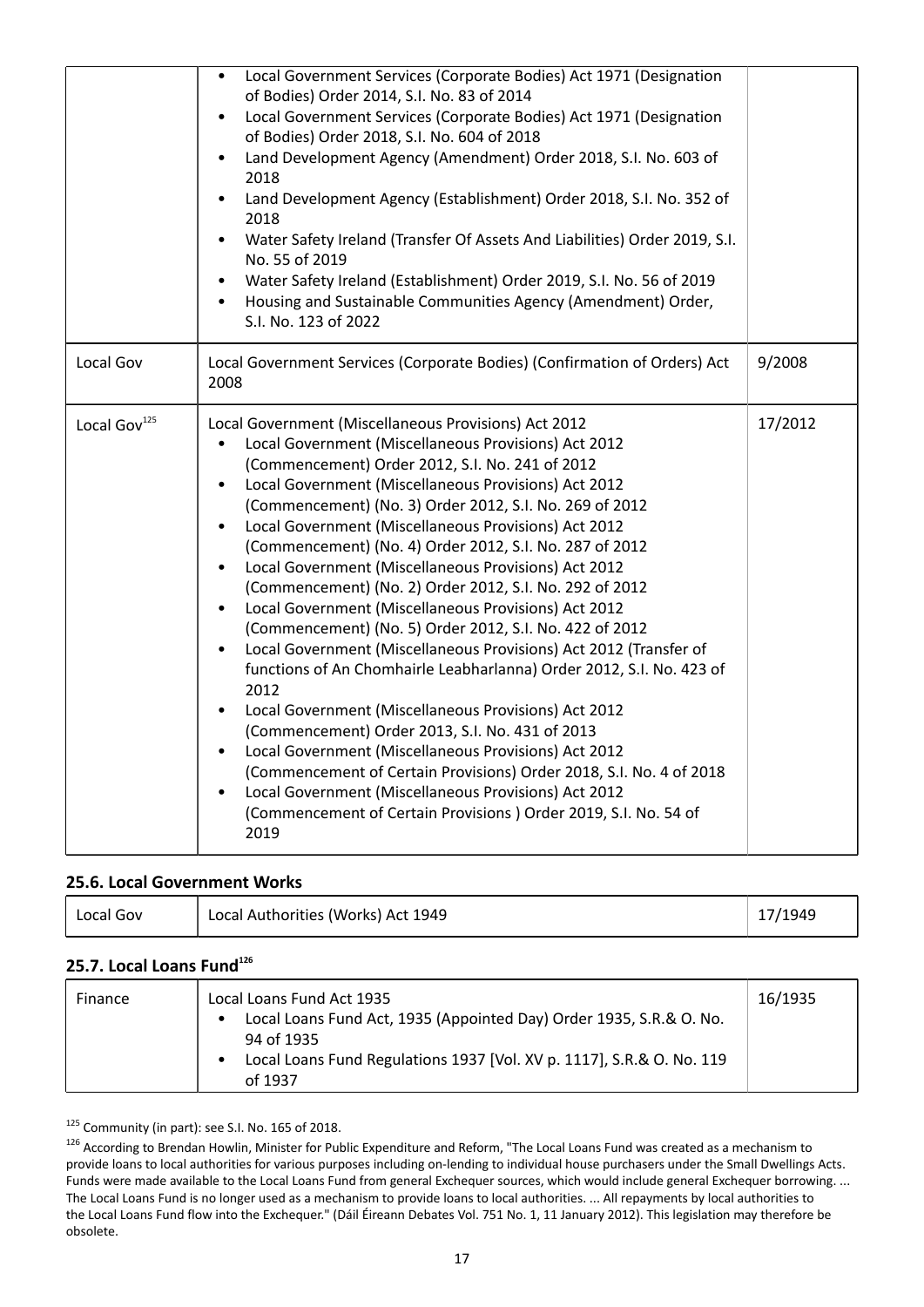| | | |
|---|---|---|
| | • Local Government Services (Corporate Bodies) Act 1971 (Designation of Bodies) Order 2014, S.I. No. 83 of 2014<br>• Local Government Services (Corporate Bodies) Act 1971 (Designation of Bodies) Order 2018, S.I. No. 604 of 2018<br>• Land Development Agency (Amendment) Order 2018, S.I. No. 603 of 2018<br>• Land Development Agency (Establishment) Order 2018, S.I. No. 352 of 2018<br>• Water Safety Ireland (Transfer Of Assets And Liabilities) Order 2019, S.I. No. 55 of 2019<br>• Water Safety Ireland (Establishment) Order 2019, S.I. No. 56 of 2019<br>• Housing and Sustainable Communities Agency (Amendment) Order, S.I. No. 123 of 2022 | |
| Local Gov | Local Government Services (Corporate Bodies) (Confirmation of Orders) Act 2008 | 9/2008 |
| Local Gov[125] | Local Government (Miscellaneous Provisions) Act 2012<br>• Local Government (Miscellaneous Provisions) Act 2012 (Commencement) Order 2012, S.I. No. 241 of 2012<br>• Local Government (Miscellaneous Provisions) Act 2012 (Commencement) (No. 3) Order 2012, S.I. No. 269 of 2012<br>• Local Government (Miscellaneous Provisions) Act 2012 (Commencement) (No. 4) Order 2012, S.I. No. 287 of 2012<br>• Local Government (Miscellaneous Provisions) Act 2012 (Commencement) (No. 2) Order 2012, S.I. No. 292 of 2012<br>• Local Government (Miscellaneous Provisions) Act 2012 (Commencement) (No. 5) Order 2012, S.I. No. 422 of 2012<br>• Local Government (Miscellaneous Provisions) Act 2012 (Transfer of functions of An Chomhairle Leabharlanna) Order 2012, S.I. No. 423 of 2012<br>• Local Government (Miscellaneous Provisions) Act 2012 (Commencement) Order 2013, S.I. No. 431 of 2013<br>• Local Government (Miscellaneous Provisions) Act 2012 (Commencement of Certain Provisions) Order 2018, S.I. No. 4 of 2018<br>• Local Government (Miscellaneous Provisions) Act 2012 (Commencement of Certain Provisions ) Order 2019, S.I. No. 54 of 2019 | 17/2012 |

### 25.6. Local Government Works

| | | |
|---|---|---|
| Local Gov | Local Authorities (Works) Act 1949 | 17/1949 |

### 25.7. Local Loans Fund[126]

| | | |
|---|---|---|
| Finance | Local Loans Fund Act 1935<br>• Local Loans Fund Act, 1935 (Appointed Day) Order 1935, S.R.& O. No. 94 of 1935<br>• Local Loans Fund Regulations 1937 [Vol. XV p. 1117], S.R.& O. No. 119 of 1937 | 16/1935 |

[125] Community (in part): see S.I. No. 165 of 2018.

[126] According to Brendan Howlin, Minister for Public Expenditure and Reform, "The Local Loans Fund was created as a mechanism to provide loans to local authorities for various purposes including on-lending to individual house purchasers under the Small Dwellings Acts. Funds were made available to the Local Loans Fund from general Exchequer sources, which would include general Exchequer borrowing. ... The Local Loans Fund is no longer used as a mechanism to provide loans to local authorities. ... All repayments by local authorities to the Local Loans Fund flow into the Exchequer." (Dáil Éireann Debates Vol. 751 No. 1, 11 January 2012). This legislation may therefore be obsolete.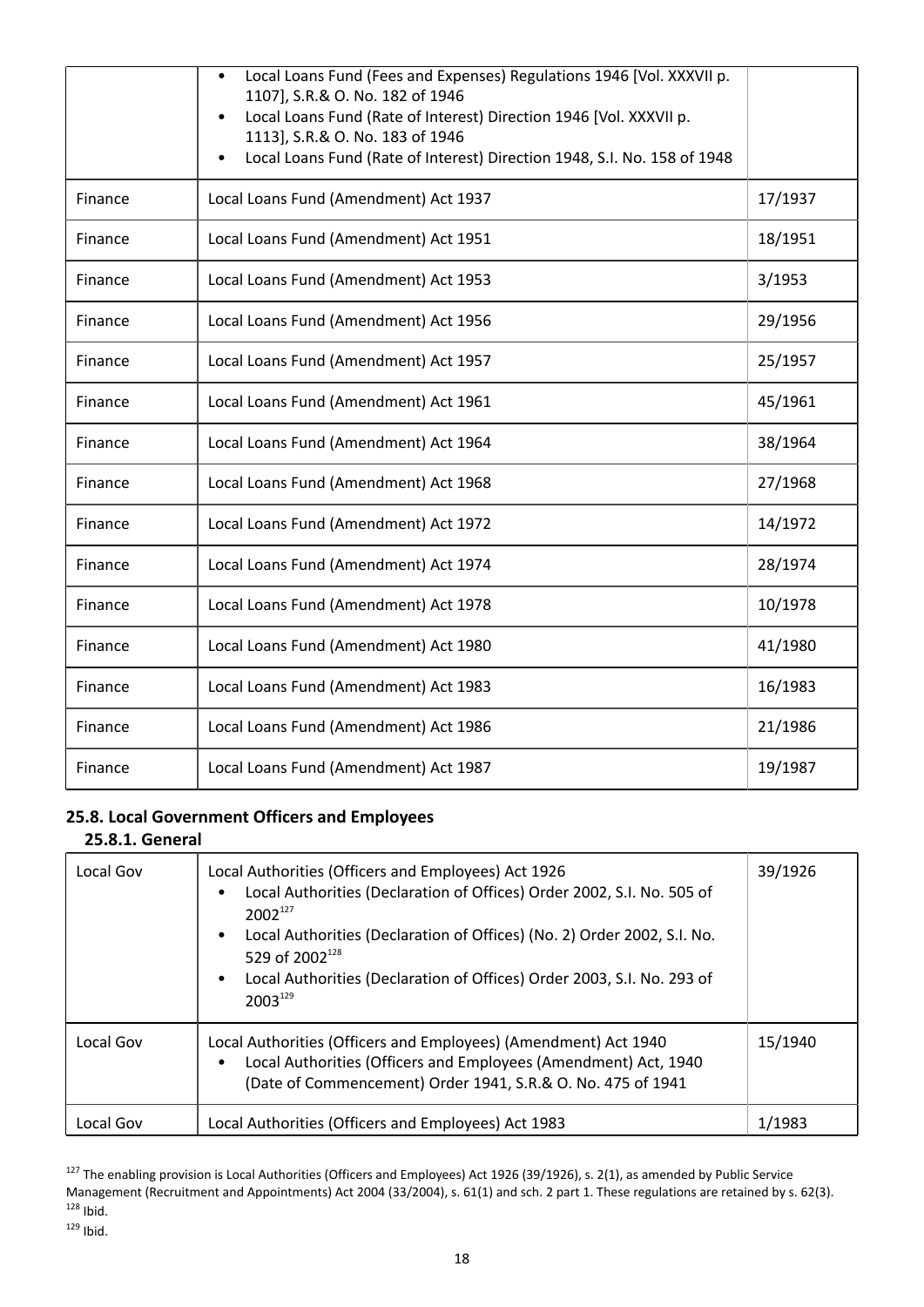| | • Local Loans Fund (Fees and Expenses) Regulations 1946 [Vol. XXXVII p. 1107], S.R.& O. No. 182 of 1946<br>• Local Loans Fund (Rate of Interest) Direction 1946 [Vol. XXXVII p. 1113], S.R.& O. No. 183 of 1946<br>• Local Loans Fund (Rate of Interest) Direction 1948, S.I. No. 158 of 1948 | |
|---|---|---|
| Finance | Local Loans Fund (Amendment) Act 1937 | 17/1937 |
| Finance | Local Loans Fund (Amendment) Act 1951 | 18/1951 |
| Finance | Local Loans Fund (Amendment) Act 1953 | 3/1953 |
| Finance | Local Loans Fund (Amendment) Act 1956 | 29/1956 |
| Finance | Local Loans Fund (Amendment) Act 1957 | 25/1957 |
| Finance | Local Loans Fund (Amendment) Act 1961 | 45/1961 |
| Finance | Local Loans Fund (Amendment) Act 1964 | 38/1964 |
| Finance | Local Loans Fund (Amendment) Act 1968 | 27/1968 |
| Finance | Local Loans Fund (Amendment) Act 1972 | 14/1972 |
| Finance | Local Loans Fund (Amendment) Act 1974 | 28/1974 |
| Finance | Local Loans Fund (Amendment) Act 1978 | 10/1978 |
| Finance | Local Loans Fund (Amendment) Act 1980 | 41/1980 |
| Finance | Local Loans Fund (Amendment) Act 1983 | 16/1983 |
| Finance | Local Loans Fund (Amendment) Act 1986 | 21/1986 |
| Finance | Local Loans Fund (Amendment) Act 1987 | 19/1987 |

## 25.8. Local Government Officers and Employees

### 25.8.1. General

| Local Gov | Local Authorities (Officers and Employees) Act 1926<br>• Local Authorities (Declaration of Offices) Order 2002, S.I. No. 505 of 2002[127]<br>• Local Authorities (Declaration of Offices) (No. 2) Order 2002, S.I. No. 529 of 2002[128]<br>• Local Authorities (Declaration of Offices) Order 2003, S.I. No. 293 of 2003[129] | 39/1926 |
|---|---|---|
| Local Gov | Local Authorities (Officers and Employees) (Amendment) Act 1940<br>• Local Authorities (Officers and Employees (Amendment) Act, 1940 (Date of Commencement) Order 1941, S.R.& O. No. 475 of 1941 | 15/1940 |
| Local Gov | Local Authorities (Officers and Employees) Act 1983 | 1/1983 |

[127] The enabling provision is Local Authorities (Officers and Employees) Act 1926 (39/1926), s. 2(1), as amended by Public Service Management (Recruitment and Appointments) Act 2004 (33/2004), s. 61(1) and sch. 2 part 1. These regulations are retained by s. 62(3).

[128] Ibid.

[129] Ibid.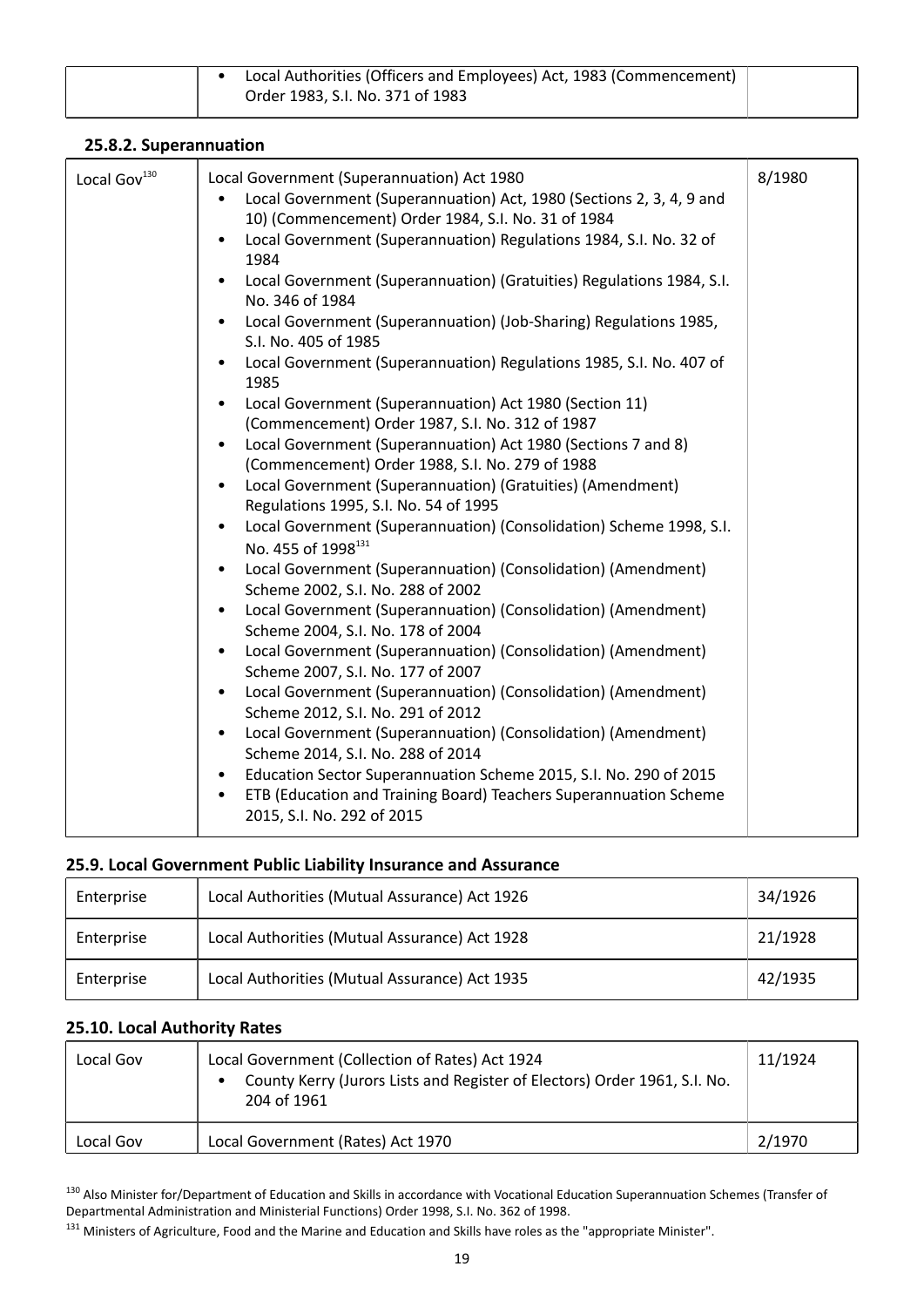| | • Local Authorities (Officers and Employees) Act, 1983 (Commencement) Order 1983, S.I. No. 371 of 1983 | |
|---|---|---|

### 25.8.2. Superannuation

| | | |
|---|---|---|
| Local Gov[130] | Local Government (Superannuation) Act 1980<br>• Local Government (Superannuation) Act, 1980 (Sections 2, 3, 4, 9 and 10) (Commencement) Order 1984, S.I. No. 31 of 1984<br>• Local Government (Superannuation) Regulations 1984, S.I. No. 32 of 1984<br>• Local Government (Superannuation) (Gratuities) Regulations 1984, S.I. No. 346 of 1984<br>• Local Government (Superannuation) (Job-Sharing) Regulations 1985, S.I. No. 405 of 1985<br>• Local Government (Superannuation) Regulations 1985, S.I. No. 407 of 1985<br>• Local Government (Superannuation) Act 1980 (Section 11) (Commencement) Order 1987, S.I. No. 312 of 1987<br>• Local Government (Superannuation) Act 1980 (Sections 7 and 8) (Commencement) Order 1988, S.I. No. 279 of 1988<br>• Local Government (Superannuation) (Gratuities) (Amendment) Regulations 1995, S.I. No. 54 of 1995<br>• Local Government (Superannuation) (Consolidation) Scheme 1998, S.I. No. 455 of 1998[131]<br>• Local Government (Superannuation) (Consolidation) (Amendment) Scheme 2002, S.I. No. 288 of 2002<br>• Local Government (Superannuation) (Consolidation) (Amendment) Scheme 2004, S.I. No. 178 of 2004<br>• Local Government (Superannuation) (Consolidation) (Amendment) Scheme 2007, S.I. No. 177 of 2007<br>• Local Government (Superannuation) (Consolidation) (Amendment) Scheme 2012, S.I. No. 291 of 2012<br>• Local Government (Superannuation) (Consolidation) (Amendment) Scheme 2014, S.I. No. 288 of 2014<br>• Education Sector Superannuation Scheme 2015, S.I. No. 290 of 2015<br>• ETB (Education and Training Board) Teachers Superannuation Scheme 2015, S.I. No. 292 of 2015 | 8/1980 |

## 25.9. Local Government Public Liability Insurance and Assurance

| | | |
|---|---|---|
| Enterprise | Local Authorities (Mutual Assurance) Act 1926 | 34/1926 |
| Enterprise | Local Authorities (Mutual Assurance) Act 1928 | 21/1928 |
| Enterprise | Local Authorities (Mutual Assurance) Act 1935 | 42/1935 |

## 25.10. Local Authority Rates

| | | |
|---|---|---|
| Local Gov | Local Government (Collection of Rates) Act 1924<br>• County Kerry (Jurors Lists and Register of Electors) Order 1961, S.I. No. 204 of 1961 | 11/1924 |
| Local Gov | Local Government (Rates) Act 1970 | 2/1970 |

[130] Also Minister for/Department of Education and Skills in accordance with Vocational Education Superannuation Schemes (Transfer of Departmental Administration and Ministerial Functions) Order 1998, S.I. No. 362 of 1998.

[131] Ministers of Agriculture, Food and the Marine and Education and Skills have roles as the "appropriate Minister".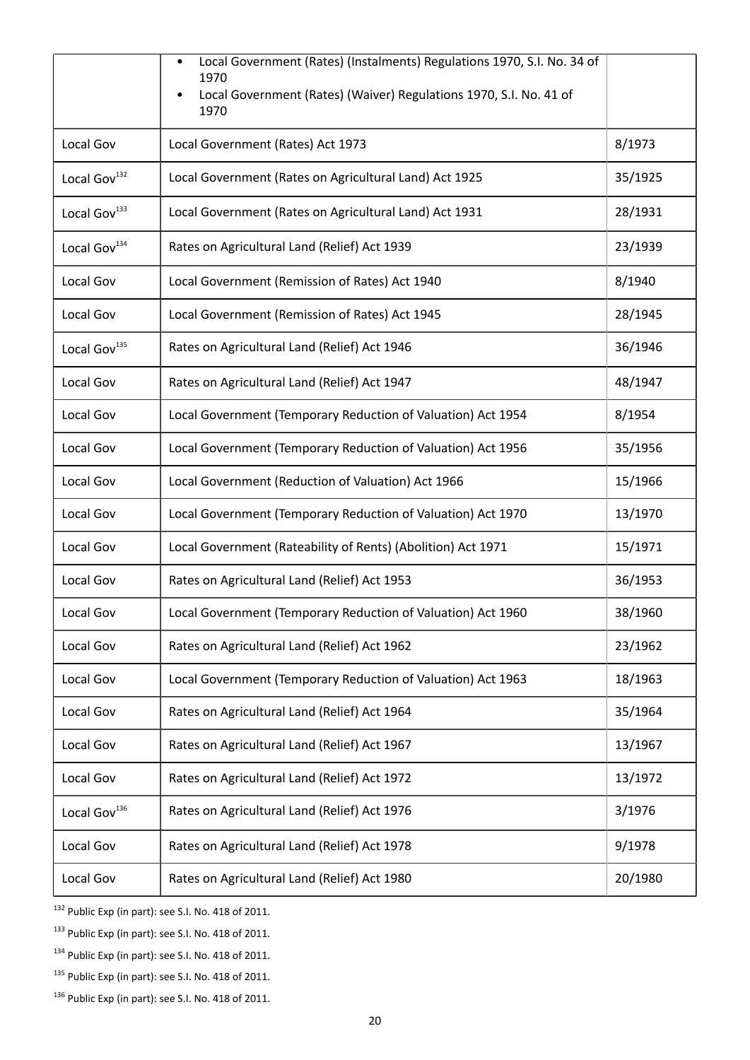| | | |
|---|---|---|
| | • Local Government (Rates) (Instalments) Regulations 1970, S.I. No. 34 of 1970<br>• Local Government (Rates) (Waiver) Regulations 1970, S.I. No. 41 of 1970 | |
| Local Gov | Local Government (Rates) Act 1973 | 8/1973 |
| Local Gov[132] | Local Government (Rates on Agricultural Land) Act 1925 | 35/1925 |
| Local Gov[133] | Local Government (Rates on Agricultural Land) Act 1931 | 28/1931 |
| Local Gov[134] | Rates on Agricultural Land (Relief) Act 1939 | 23/1939 |
| Local Gov | Local Government (Remission of Rates) Act 1940 | 8/1940 |
| Local Gov | Local Government (Remission of Rates) Act 1945 | 28/1945 |
| Local Gov[135] | Rates on Agricultural Land (Relief) Act 1946 | 36/1946 |
| Local Gov | Rates on Agricultural Land (Relief) Act 1947 | 48/1947 |
| Local Gov | Local Government (Temporary Reduction of Valuation) Act 1954 | 8/1954 |
| Local Gov | Local Government (Temporary Reduction of Valuation) Act 1956 | 35/1956 |
| Local Gov | Local Government (Reduction of Valuation) Act 1966 | 15/1966 |
| Local Gov | Local Government (Temporary Reduction of Valuation) Act 1970 | 13/1970 |
| Local Gov | Local Government (Rateability of Rents) (Abolition) Act 1971 | 15/1971 |
| Local Gov | Rates on Agricultural Land (Relief) Act 1953 | 36/1953 |
| Local Gov | Local Government (Temporary Reduction of Valuation) Act 1960 | 38/1960 |
| Local Gov | Rates on Agricultural Land (Relief) Act 1962 | 23/1962 |
| Local Gov | Local Government (Temporary Reduction of Valuation) Act 1963 | 18/1963 |
| Local Gov | Rates on Agricultural Land (Relief) Act 1964 | 35/1964 |
| Local Gov | Rates on Agricultural Land (Relief) Act 1967 | 13/1967 |
| Local Gov | Rates on Agricultural Land (Relief) Act 1972 | 13/1972 |
| Local Gov[136] | Rates on Agricultural Land (Relief) Act 1976 | 3/1976 |
| Local Gov | Rates on Agricultural Land (Relief) Act 1978 | 9/1978 |
| Local Gov | Rates on Agricultural Land (Relief) Act 1980 | 20/1980 |

[132] Public Exp (in part): see S.I. No. 418 of 2011.

[133] Public Exp (in part): see S.I. No. 418 of 2011.

[134] Public Exp (in part): see S.I. No. 418 of 2011.

[135] Public Exp (in part): see S.I. No. 418 of 2011.

[136] Public Exp (in part): see S.I. No. 418 of 2011.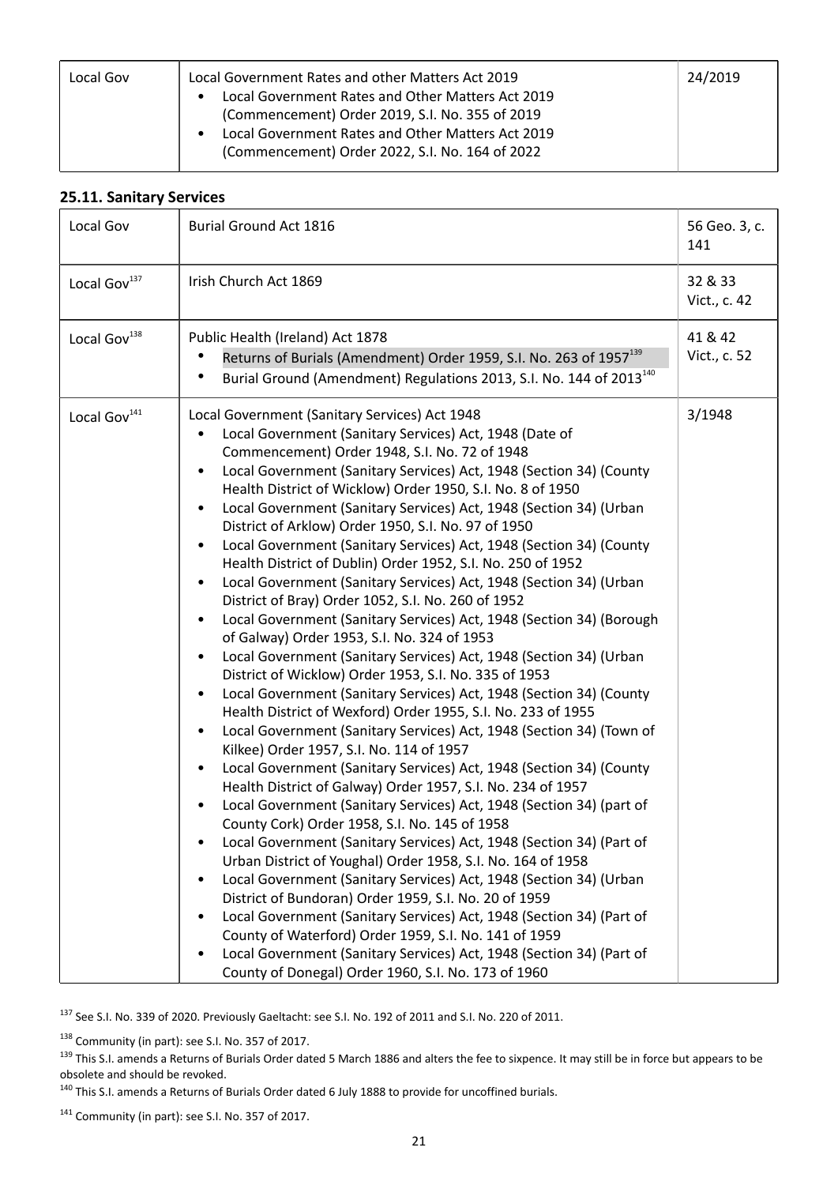| Local Gov | Local Government Rates and other Matters Act 2019<br>• Local Government Rates and Other Matters Act 2019 (Commencement) Order 2019, S.I. No. 355 of 2019<br>• Local Government Rates and Other Matters Act 2019 (Commencement) Order 2022, S.I. No. 164 of 2022 | 24/2019 |
|---|---|---|

### 25.11. Sanitary Services

| Local Gov | Burial Ground Act 1816 | 56 Geo. 3, c. 141 |
|---|---|---|
| Local Gov[137] | Irish Church Act 1869 | 32 & 33 Vict., c. 42 |
| Local Gov[138] | Public Health (Ireland) Act 1878<br>• Returns of Burials (Amendment) Order 1959, S.I. No. 263 of 1957[139]<br>• Burial Ground (Amendment) Regulations 2013, S.I. No. 144 of 2013[140] | 41 & 42 Vict., c. 52 |
| Local Gov[141] | Local Government (Sanitary Services) Act 1948<br>• Local Government (Sanitary Services) Act, 1948 (Date of Commencement) Order 1948, S.I. No. 72 of 1948<br>• Local Government (Sanitary Services) Act, 1948 (Section 34) (County Health District of Wicklow) Order 1950, S.I. No. 8 of 1950<br>• Local Government (Sanitary Services) Act, 1948 (Section 34) (Urban District of Arklow) Order 1950, S.I. No. 97 of 1950<br>• Local Government (Sanitary Services) Act, 1948 (Section 34) (County Health District of Dublin) Order 1952, S.I. No. 250 of 1952<br>• Local Government (Sanitary Services) Act, 1948 (Section 34) (Urban District of Bray) Order 1052, S.I. No. 260 of 1952<br>• Local Government (Sanitary Services) Act, 1948 (Section 34) (Borough of Galway) Order 1953, S.I. No. 324 of 1953<br>• Local Government (Sanitary Services) Act, 1948 (Section 34) (Urban District of Wicklow) Order 1953, S.I. No. 335 of 1953<br>• Local Government (Sanitary Services) Act, 1948 (Section 34) (County Health District of Wexford) Order 1955, S.I. No. 233 of 1955<br>• Local Government (Sanitary Services) Act, 1948 (Section 34) (Town of Kilkee) Order 1957, S.I. No. 114 of 1957<br>• Local Government (Sanitary Services) Act, 1948 (Section 34) (County Health District of Galway) Order 1957, S.I. No. 234 of 1957<br>• Local Government (Sanitary Services) Act, 1948 (Section 34) (part of County Cork) Order 1958, S.I. No. 145 of 1958<br>• Local Government (Sanitary Services) Act, 1948 (Section 34) (Part of Urban District of Youghal) Order 1958, S.I. No. 164 of 1958<br>• Local Government (Sanitary Services) Act, 1948 (Section 34) (Urban District of Bundoran) Order 1959, S.I. No. 20 of 1959<br>• Local Government (Sanitary Services) Act, 1948 (Section 34) (Part of County of Waterford) Order 1959, S.I. No. 141 of 1959<br>• Local Government (Sanitary Services) Act, 1948 (Section 34) (Part of County of Donegal) Order 1960, S.I. No. 173 of 1960 | 3/1948 |

[137] See S.I. No. 339 of 2020. Previously Gaeltacht: see S.I. No. 192 of 2011 and S.I. No. 220 of 2011.

[138] Community (in part): see S.I. No. 357 of 2017.

[139] This S.I. amends a Returns of Burials Order dated 5 March 1886 and alters the fee to sixpence. It may still be in force but appears to be obsolete and should be revoked.

[140] This S.I. amends a Returns of Burials Order dated 6 July 1888 to provide for uncoffined burials.

[141] Community (in part): see S.I. No. 357 of 2017.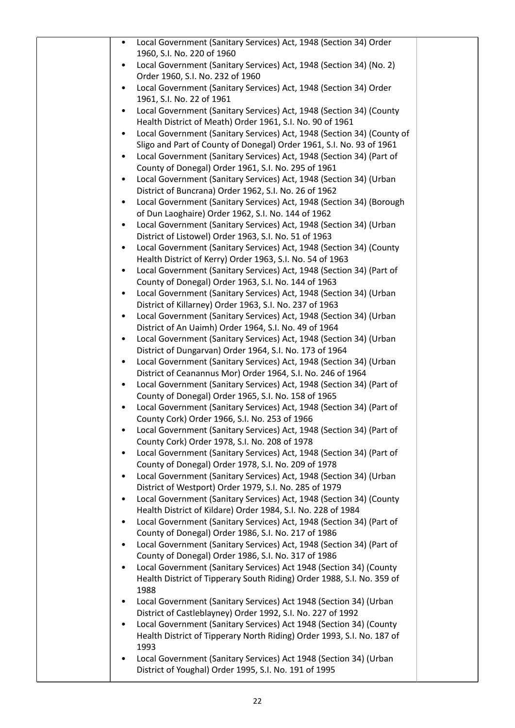| | | |
|---|---|---|
| | • Local Government (Sanitary Services) Act, 1948 (Section 34) Order 1960, S.I. No. 220 of 1960<br>• Local Government (Sanitary Services) Act, 1948 (Section 34) (No. 2) Order 1960, S.I. No. 232 of 1960<br>• Local Government (Sanitary Services) Act, 1948 (Section 34) Order 1961, S.I. No. 22 of 1961<br>• Local Government (Sanitary Services) Act, 1948 (Section 34) (County Health District of Meath) Order 1961, S.I. No. 90 of 1961<br>• Local Government (Sanitary Services) Act, 1948 (Section 34) (County of Sligo and Part of County of Donegal) Order 1961, S.I. No. 93 of 1961<br>• Local Government (Sanitary Services) Act, 1948 (Section 34) (Part of County of Donegal) Order 1961, S.I. No. 295 of 1961<br>• Local Government (Sanitary Services) Act, 1948 (Section 34) (Urban District of Buncrana) Order 1962, S.I. No. 26 of 1962<br>• Local Government (Sanitary Services) Act, 1948 (Section 34) (Borough of Dun Laoghaire) Order 1962, S.I. No. 144 of 1962<br>• Local Government (Sanitary Services) Act, 1948 (Section 34) (Urban District of Listowel) Order 1963, S.I. No. 51 of 1963<br>• Local Government (Sanitary Services) Act, 1948 (Section 34) (County Health District of Kerry) Order 1963, S.I. No. 54 of 1963<br>• Local Government (Sanitary Services) Act, 1948 (Section 34) (Part of County of Donegal) Order 1963, S.I. No. 144 of 1963<br>• Local Government (Sanitary Services) Act, 1948 (Section 34) (Urban District of Killarney) Order 1963, S.I. No. 237 of 1963<br>• Local Government (Sanitary Services) Act, 1948 (Section 34) (Urban District of An Uaimh) Order 1964, S.I. No. 49 of 1964<br>• Local Government (Sanitary Services) Act, 1948 (Section 34) (Urban District of Dungarvan) Order 1964, S.I. No. 173 of 1964<br>• Local Government (Sanitary Services) Act, 1948 (Section 34) (Urban District of Ceanannus Mor) Order 1964, S.I. No. 246 of 1964<br>• Local Government (Sanitary Services) Act, 1948 (Section 34) (Part of County of Donegal) Order 1965, S.I. No. 158 of 1965<br>• Local Government (Sanitary Services) Act, 1948 (Section 34) (Part of County Cork) Order 1966, S.I. No. 253 of 1966<br>• Local Government (Sanitary Services) Act, 1948 (Section 34) (Part of County Cork) Order 1978, S.I. No. 208 of 1978<br>• Local Government (Sanitary Services) Act, 1948 (Section 34) (Part of County of Donegal) Order 1978, S.I. No. 209 of 1978<br>• Local Government (Sanitary Services) Act, 1948 (Section 34) (Urban District of Westport) Order 1979, S.I. No. 285 of 1979<br>• Local Government (Sanitary Services) Act, 1948 (Section 34) (County Health District of Kildare) Order 1984, S.I. No. 228 of 1984<br>• Local Government (Sanitary Services) Act, 1948 (Section 34) (Part of County of Donegal) Order 1986, S.I. No. 217 of 1986<br>• Local Government (Sanitary Services) Act, 1948 (Section 34) (Part of County of Donegal) Order 1986, S.I. No. 317 of 1986<br>• Local Government (Sanitary Services) Act 1948 (Section 34) (County Health District of Tipperary South Riding) Order 1988, S.I. No. 359 of 1988<br>• Local Government (Sanitary Services) Act 1948 (Section 34) (Urban District of Castleblayney) Order 1992, S.I. No. 227 of 1992<br>• Local Government (Sanitary Services) Act 1948 (Section 34) (County Health District of Tipperary North Riding) Order 1993, S.I. No. 187 of 1993<br>• Local Government (Sanitary Services) Act 1948 (Section 34) (Urban District of Youghal) Order 1995, S.I. No. 191 of 1995 | |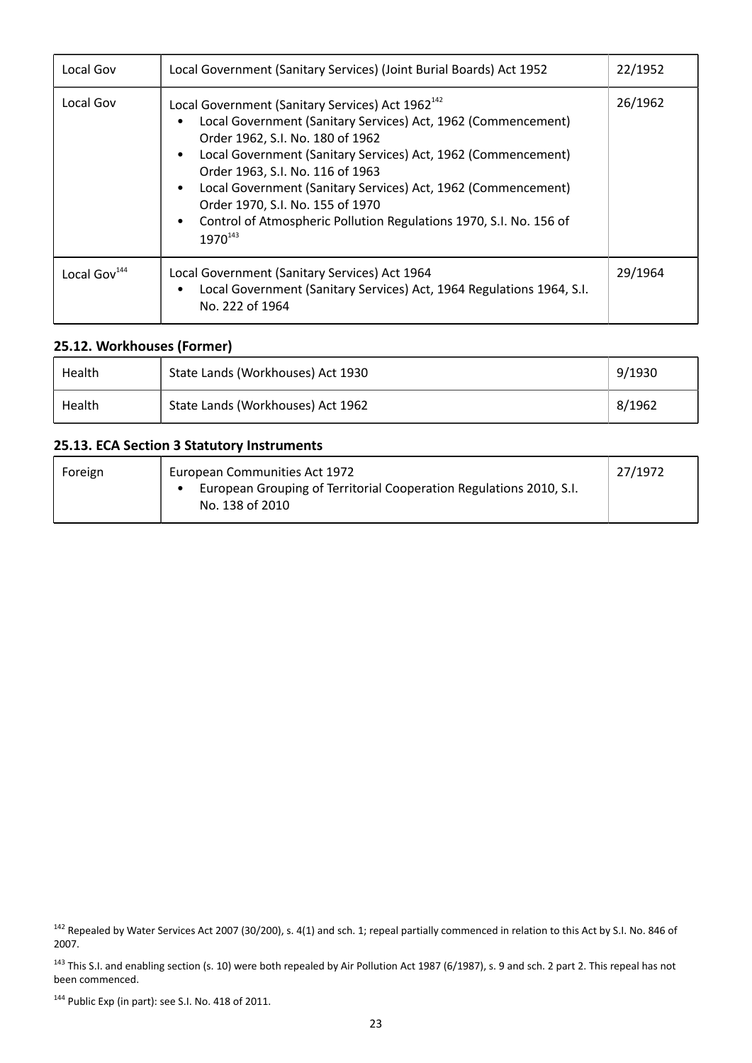| | | |
|---|---|---|
| Local Gov | Local Government (Sanitary Services) (Joint Burial Boards) Act 1952 | 22/1952 |
| Local Gov | Local Government (Sanitary Services) Act 1962[142]<br>• Local Government (Sanitary Services) Act, 1962 (Commencement) Order 1962, S.I. No. 180 of 1962<br>• Local Government (Sanitary Services) Act, 1962 (Commencement) Order 1963, S.I. No. 116 of 1963<br>• Local Government (Sanitary Services) Act, 1962 (Commencement) Order 1970, S.I. No. 155 of 1970<br>• Control of Atmospheric Pollution Regulations 1970, S.I. No. 156 of 1970[143] | 26/1962 |
| Local Gov[144] | Local Government (Sanitary Services) Act 1964<br>• Local Government (Sanitary Services) Act, 1964 Regulations 1964, S.I. No. 222 of 1964 | 29/1964 |

### 25.12. Workhouses (Former)

| | | |
|---|---|---|
| Health | State Lands (Workhouses) Act 1930 | 9/1930 |
| Health | State Lands (Workhouses) Act 1962 | 8/1962 |

### 25.13. ECA Section 3 Statutory Instruments

| | | |
|---|---|---|
| Foreign | European Communities Act 1972<br>• European Grouping of Territorial Cooperation Regulations 2010, S.I. No. 138 of 2010 | 27/1972 |

[142] Repealed by Water Services Act 2007 (30/200), s. 4(1) and sch. 1; repeal partially commenced in relation to this Act by S.I. No. 846 of 2007.

[143] This S.I. and enabling section (s. 10) were both repealed by Air Pollution Act 1987 (6/1987), s. 9 and sch. 2 part 2. This repeal has not been commenced.

[144] Public Exp (in part): see S.I. No. 418 of 2011.